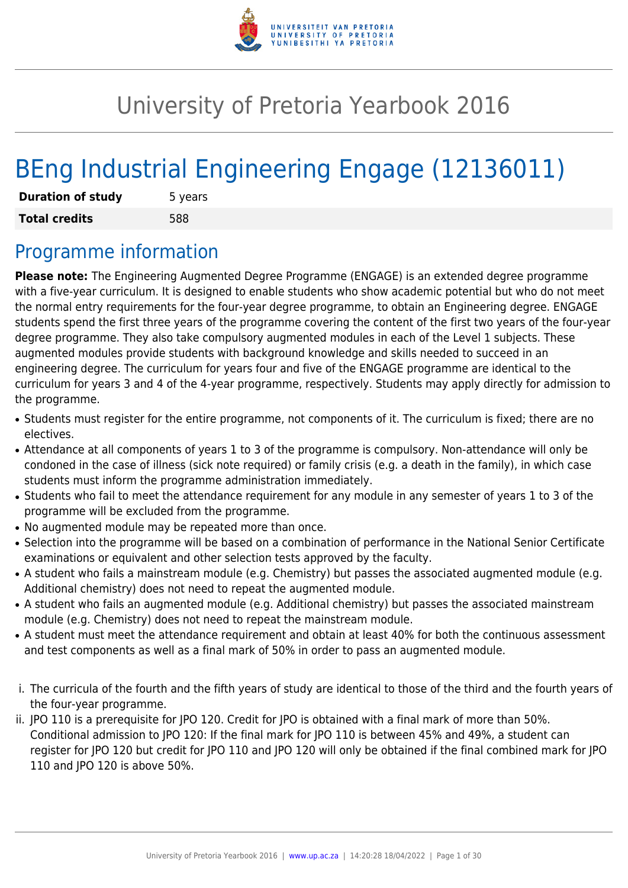# University of Pretoria Yearbook 2016

# BEng Industrial Engineering Engage (12136011)

| | |
|---|---|
| **Duration of study** | 5 years |
| **Total credits** | 588 |

## Programme information

**Please note:** The Engineering Augmented Degree Programme (ENGAGE) is an extended degree programme with a five-year curriculum. It is designed to enable students who show academic potential but who do not meet the normal entry requirements for the four-year degree programme, to obtain an Engineering degree. ENGAGE students spend the first three years of the programme covering the content of the first two years of the four-year degree programme. They also take compulsory augmented modules in each of the Level 1 subjects. These augmented modules provide students with background knowledge and skills needed to succeed in an engineering degree. The curriculum for years four and five of the ENGAGE programme are identical to the curriculum for years 3 and 4 of the 4-year programme, respectively. Students may apply directly for admission to the programme.

- Students must register for the entire programme, not components of it. The curriculum is fixed; there are no electives.
- Attendance at all components of years 1 to 3 of the programme is compulsory. Non-attendance will only be condoned in the case of illness (sick note required) or family crisis (e.g. a death in the family), in which case students must inform the programme administration immediately.
- Students who fail to meet the attendance requirement for any module in any semester of years 1 to 3 of the programme will be excluded from the programme.
- No augmented module may be repeated more than once.
- Selection into the programme will be based on a combination of performance in the National Senior Certificate examinations or equivalent and other selection tests approved by the faculty.
- A student who fails a mainstream module (e.g. Chemistry) but passes the associated augmented module (e.g. Additional chemistry) does not need to repeat the augmented module.
- A student who fails an augmented module (e.g. Additional chemistry) but passes the associated mainstream module (e.g. Chemistry) does not need to repeat the mainstream module.
- A student must meet the attendance requirement and obtain at least 40% for both the continuous assessment and test components as well as a final mark of 50% in order to pass an augmented module.

i. The curricula of the fourth and the fifth years of study are identical to those of the third and the fourth years of the four-year programme.
ii. JPO 110 is a prerequisite for JPO 120. Credit for JPO is obtained with a final mark of more than 50%. Conditional admission to JPO 120: If the final mark for JPO 110 is between 45% and 49%, a student can register for JPO 120 but credit for JPO 110 and JPO 120 will only be obtained if the final combined mark for JPO 110 and JPO 120 is above 50%.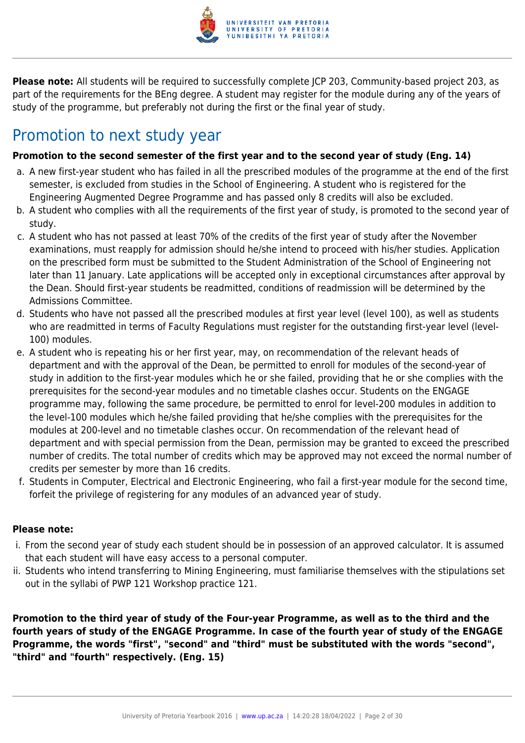**Please note:** All students will be required to successfully complete JCP 203, Community-based project 203, as part of the requirements for the BEng degree. A student may register for the module during any of the years of study of the programme, but preferably not during the first or the final year of study.

## Promotion to next study year

**Promotion to the second semester of the first year and to the second year of study (Eng. 14)**

a. A new first-year student who has failed in all the prescribed modules of the programme at the end of the first semester, is excluded from studies in the School of Engineering. A student who is registered for the Engineering Augmented Degree Programme and has passed only 8 credits will also be excluded.
b. A student who complies with all the requirements of the first year of study, is promoted to the second year of study.
c. A student who has not passed at least 70% of the credits of the first year of study after the November examinations, must reapply for admission should he/she intend to proceed with his/her studies. Application on the prescribed form must be submitted to the Student Administration of the School of Engineering not later than 11 January. Late applications will be accepted only in exceptional circumstances after approval by the Dean. Should first-year students be readmitted, conditions of readmission will be determined by the Admissions Committee.
d. Students who have not passed all the prescribed modules at first year level (level 100), as well as students who are readmitted in terms of Faculty Regulations must register for the outstanding first-year level (level-100) modules.
e. A student who is repeating his or her first year, may, on recommendation of the relevant heads of department and with the approval of the Dean, be permitted to enroll for modules of the second-year of study in addition to the first-year modules which he or she failed, providing that he or she complies with the prerequisites for the second-year modules and no timetable clashes occur. Students on the ENGAGE programme may, following the same procedure, be permitted to enrol for level-200 modules in addition to the level-100 modules which he/she failed providing that he/she complies with the prerequisites for the modules at 200-level and no timetable clashes occur. On recommendation of the relevant head of department and with special permission from the Dean, permission may be granted to exceed the prescribed number of credits. The total number of credits which may be approved may not exceed the normal number of credits per semester by more than 16 credits.
f. Students in Computer, Electrical and Electronic Engineering, who fail a first-year module for the second time, forfeit the privilege of registering for any modules of an advanced year of study.

**Please note:**

i. From the second year of study each student should be in possession of an approved calculator. It is assumed that each student will have easy access to a personal computer.
ii. Students who intend transferring to Mining Engineering, must familiarise themselves with the stipulations set out in the syllabi of PWP 121 Workshop practice 121.

**Promotion to the third year of study of the Four-year Programme, as well as to the third and the fourth years of study of the ENGAGE Programme. In case of the fourth year of study of the ENGAGE Programme, the words "first", "second" and "third" must be substituted with the words "second", "third" and "fourth" respectively. (Eng. 15)**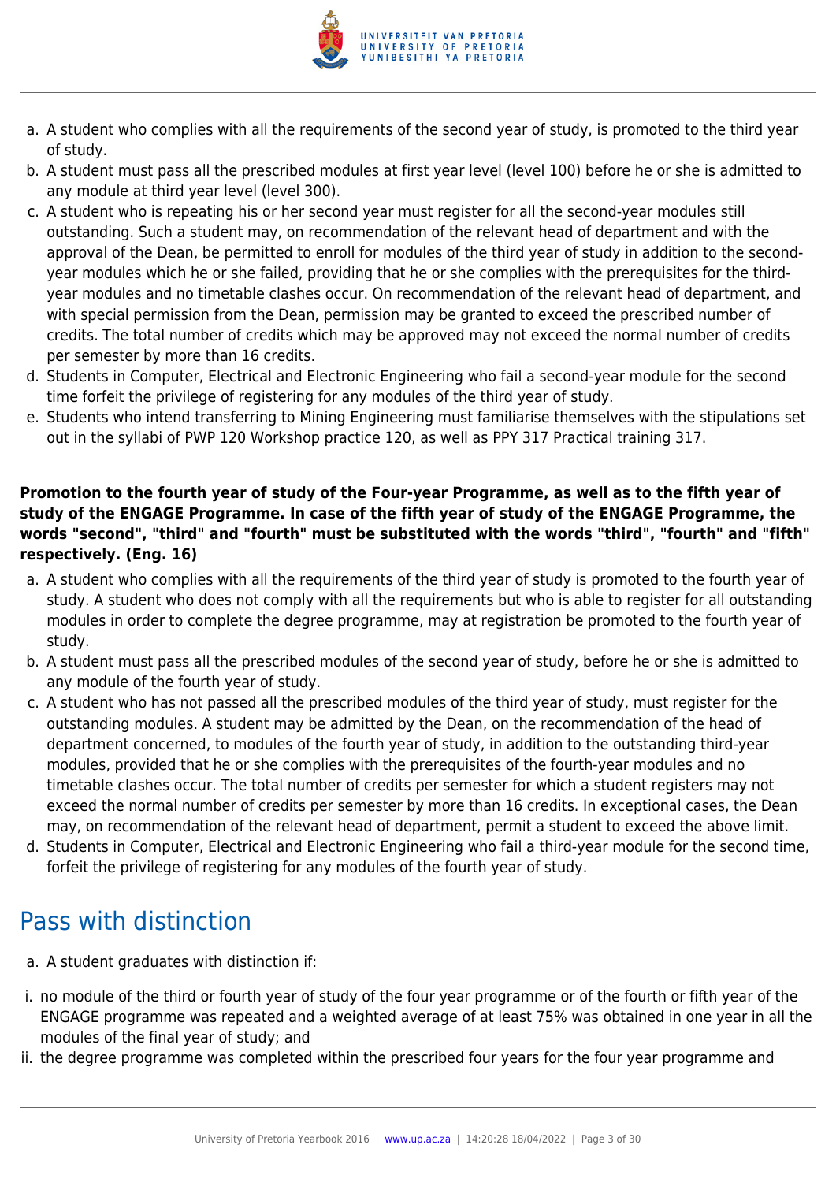a. A student who complies with all the requirements of the second year of study, is promoted to the third year of study.
b. A student must pass all the prescribed modules at first year level (level 100) before he or she is admitted to any module at third year level (level 300).
c. A student who is repeating his or her second year must register for all the second-year modules still outstanding. Such a student may, on recommendation of the relevant head of department and with the approval of the Dean, be permitted to enroll for modules of the third year of study in addition to the second-year modules which he or she failed, providing that he or she complies with the prerequisites for the third-year modules and no timetable clashes occur. On recommendation of the relevant head of department, and with special permission from the Dean, permission may be granted to exceed the prescribed number of credits. The total number of credits which may be approved may not exceed the normal number of credits per semester by more than 16 credits.
d. Students in Computer, Electrical and Electronic Engineering who fail a second-year module for the second time forfeit the privilege of registering for any modules of the third year of study.
e. Students who intend transferring to Mining Engineering must familiarise themselves with the stipulations set out in the syllabi of PWP 120 Workshop practice 120, as well as PPY 317 Practical training 317.

**Promotion to the fourth year of study of the Four-year Programme, as well as to the fifth year of study of the ENGAGE Programme. In case of the fifth year of study of the ENGAGE Programme, the words "second", "third" and "fourth" must be substituted with the words "third", "fourth" and "fifth" respectively. (Eng. 16)**

a. A student who complies with all the requirements of the third year of study is promoted to the fourth year of study. A student who does not comply with all the requirements but who is able to register for all outstanding modules in order to complete the degree programme, may at registration be promoted to the fourth year of study.
b. A student must pass all the prescribed modules of the second year of study, before he or she is admitted to any module of the fourth year of study.
c. A student who has not passed all the prescribed modules of the third year of study, must register for the outstanding modules. A student may be admitted by the Dean, on the recommendation of the head of department concerned, to modules of the fourth year of study, in addition to the outstanding third-year modules, provided that he or she complies with the prerequisites of the fourth-year modules and no timetable clashes occur. The total number of credits per semester for which a student registers may not exceed the normal number of credits per semester by more than 16 credits. In exceptional cases, the Dean may, on recommendation of the relevant head of department, permit a student to exceed the above limit.
d. Students in Computer, Electrical and Electronic Engineering who fail a third-year module for the second time, forfeit the privilege of registering for any modules of the fourth year of study.

## Pass with distinction

a. A student graduates with distinction if:

i. no module of the third or fourth year of study of the four year programme or of the fourth or fifth year of the ENGAGE programme was repeated and a weighted average of at least 75% was obtained in one year in all the modules of the final year of study; and
ii. the degree programme was completed within the prescribed four years for the four year programme and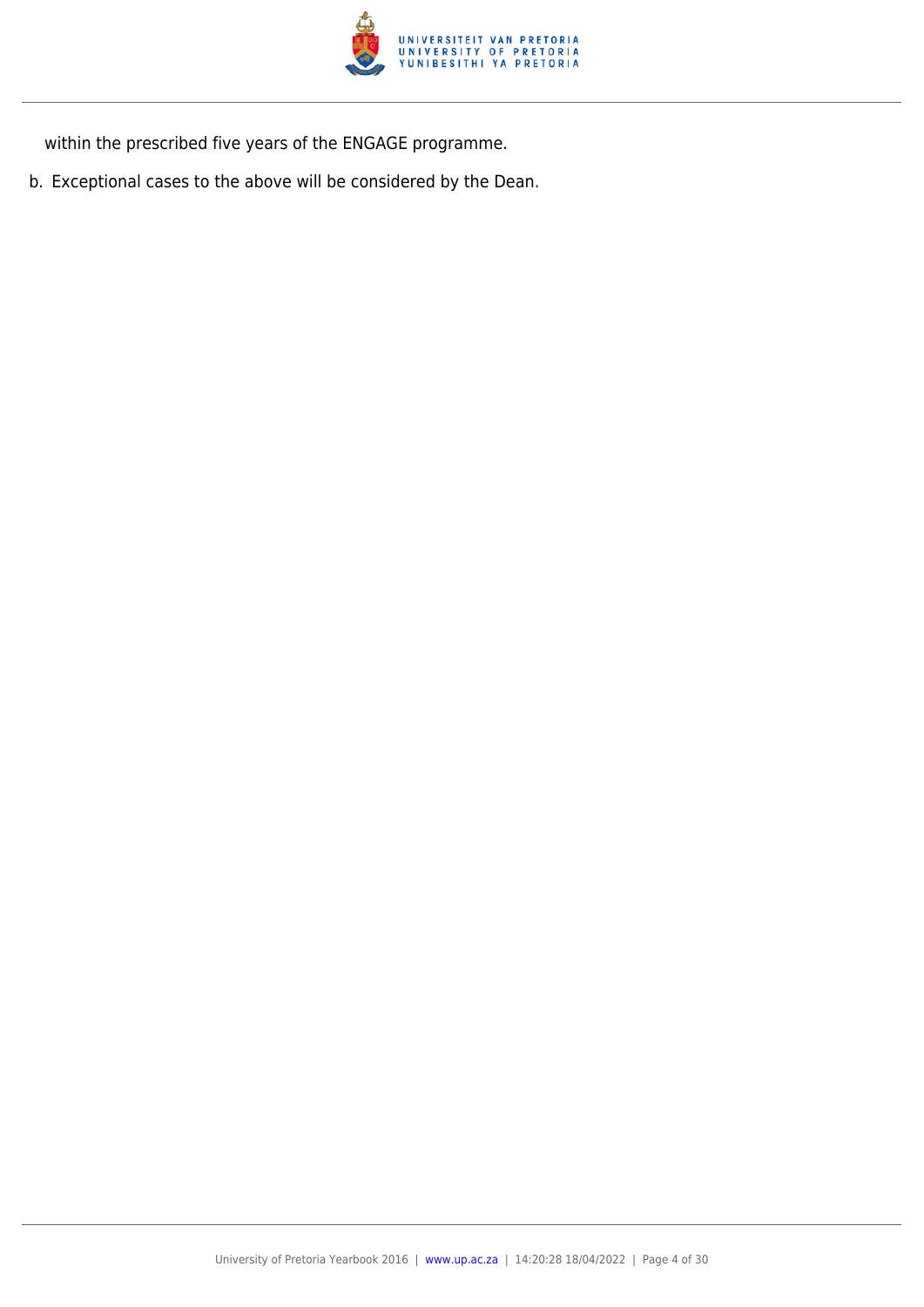within the prescribed five years of the ENGAGE programme.

b. Exceptional cases to the above will be considered by the Dean.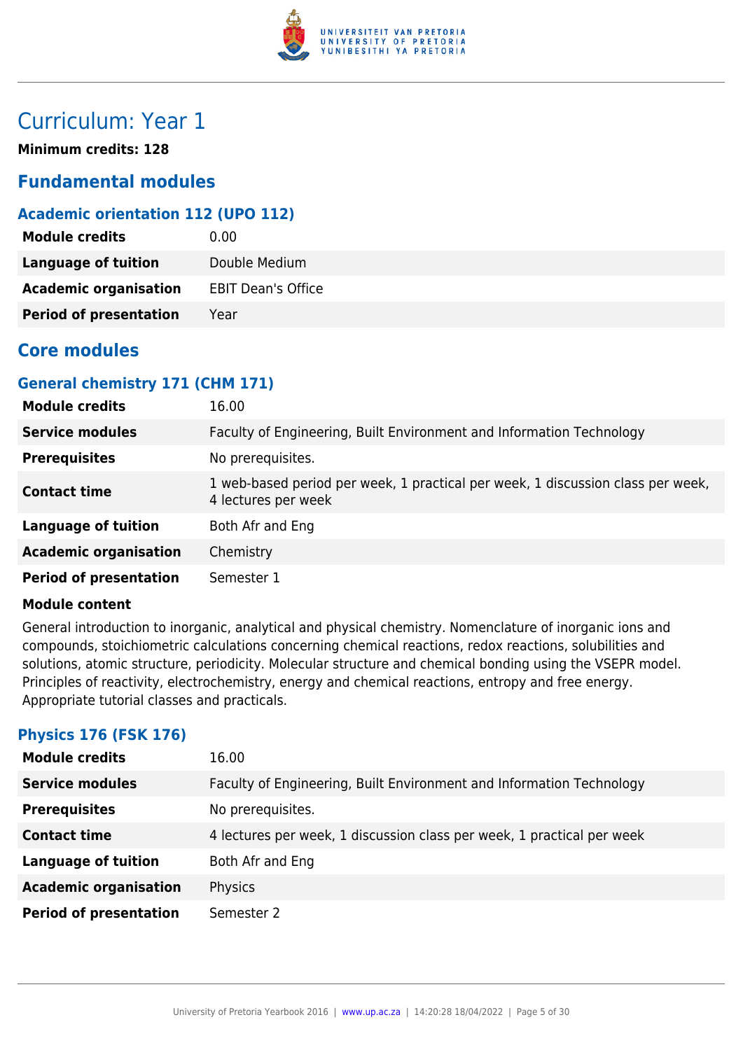# Curriculum: Year 1

**Minimum credits: 128**

## Fundamental modules

### Academic orientation 112 (UPO 112)

| | |
|---|---|
| **Module credits** | 0.00 |
| **Language of tuition** | Double Medium |
| **Academic organisation** | EBIT Dean's Office |
| **Period of presentation** | Year |

## Core modules

### General chemistry 171 (CHM 171)

| | |
|---|---|
| **Module credits** | 16.00 |
| **Service modules** | Faculty of Engineering, Built Environment and Information Technology |
| **Prerequisites** | No prerequisites. |
| **Contact time** | 1 web-based period per week, 1 practical per week, 1 discussion class per week, 4 lectures per week |
| **Language of tuition** | Both Afr and Eng |
| **Academic organisation** | Chemistry |
| **Period of presentation** | Semester 1 |

**Module content**

General introduction to inorganic, analytical and physical chemistry. Nomenclature of inorganic ions and compounds, stoichiometric calculations concerning chemical reactions, redox reactions, solubilities and solutions, atomic structure, periodicity. Molecular structure and chemical bonding using the VSEPR model. Principles of reactivity, electrochemistry, energy and chemical reactions, entropy and free energy. Appropriate tutorial classes and practicals.

### Physics 176 (FSK 176)

| | |
|---|---|
| **Module credits** | 16.00 |
| **Service modules** | Faculty of Engineering, Built Environment and Information Technology |
| **Prerequisites** | No prerequisites. |
| **Contact time** | 4 lectures per week, 1 discussion class per week, 1 practical per week |
| **Language of tuition** | Both Afr and Eng |
| **Academic organisation** | Physics |
| **Period of presentation** | Semester 2 |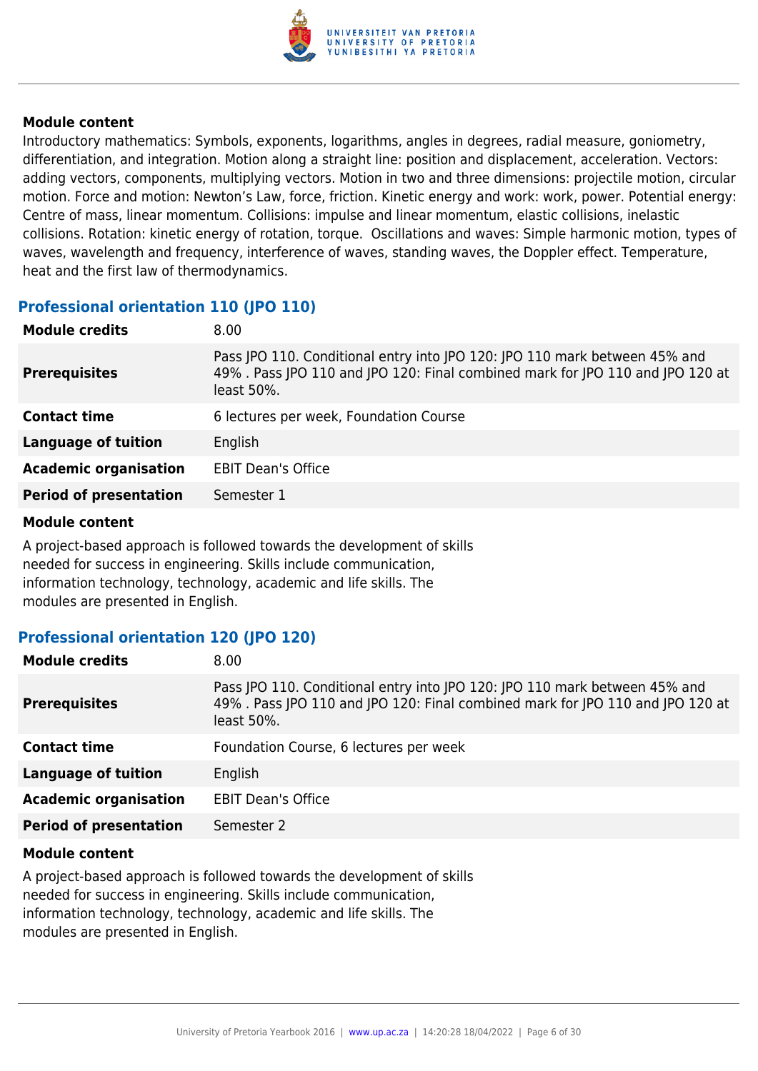**Module content**

Introductory mathematics: Symbols, exponents, logarithms, angles in degrees, radial measure, goniometry, differentiation, and integration. Motion along a straight line: position and displacement, acceleration. Vectors: adding vectors, components, multiplying vectors. Motion in two and three dimensions: projectile motion, circular motion. Force and motion: Newton's Law, force, friction. Kinetic energy and work: work, power. Potential energy: Centre of mass, linear momentum. Collisions: impulse and linear momentum, elastic collisions, inelastic collisions. Rotation: kinetic energy of rotation, torque. Oscillations and waves: Simple harmonic motion, types of waves, wavelength and frequency, interference of waves, standing waves, the Doppler effect. Temperature, heat and the first law of thermodynamics.

### Professional orientation 110 (JPO 110)

| | |
|---|---|
| **Module credits** | 8.00 |
| **Prerequisites** | Pass JPO 110. Conditional entry into JPO 120: JPO 110 mark between 45% and 49% . Pass JPO 110 and JPO 120: Final combined mark for JPO 110 and JPO 120 at least 50%. |
| **Contact time** | 6 lectures per week, Foundation Course |
| **Language of tuition** | English |
| **Academic organisation** | EBIT Dean's Office |
| **Period of presentation** | Semester 1 |

**Module content**

A project-based approach is followed towards the development of skills needed for success in engineering. Skills include communication, information technology, technology, academic and life skills. The modules are presented in English.

### Professional orientation 120 (JPO 120)

| | |
|---|---|
| **Module credits** | 8.00 |
| **Prerequisites** | Pass JPO 110. Conditional entry into JPO 120: JPO 110 mark between 45% and 49% . Pass JPO 110 and JPO 120: Final combined mark for JPO 110 and JPO 120 at least 50%. |
| **Contact time** | Foundation Course, 6 lectures per week |
| **Language of tuition** | English |
| **Academic organisation** | EBIT Dean's Office |
| **Period of presentation** | Semester 2 |

**Module content**

A project-based approach is followed towards the development of skills needed for success in engineering. Skills include communication, information technology, technology, academic and life skills. The modules are presented in English.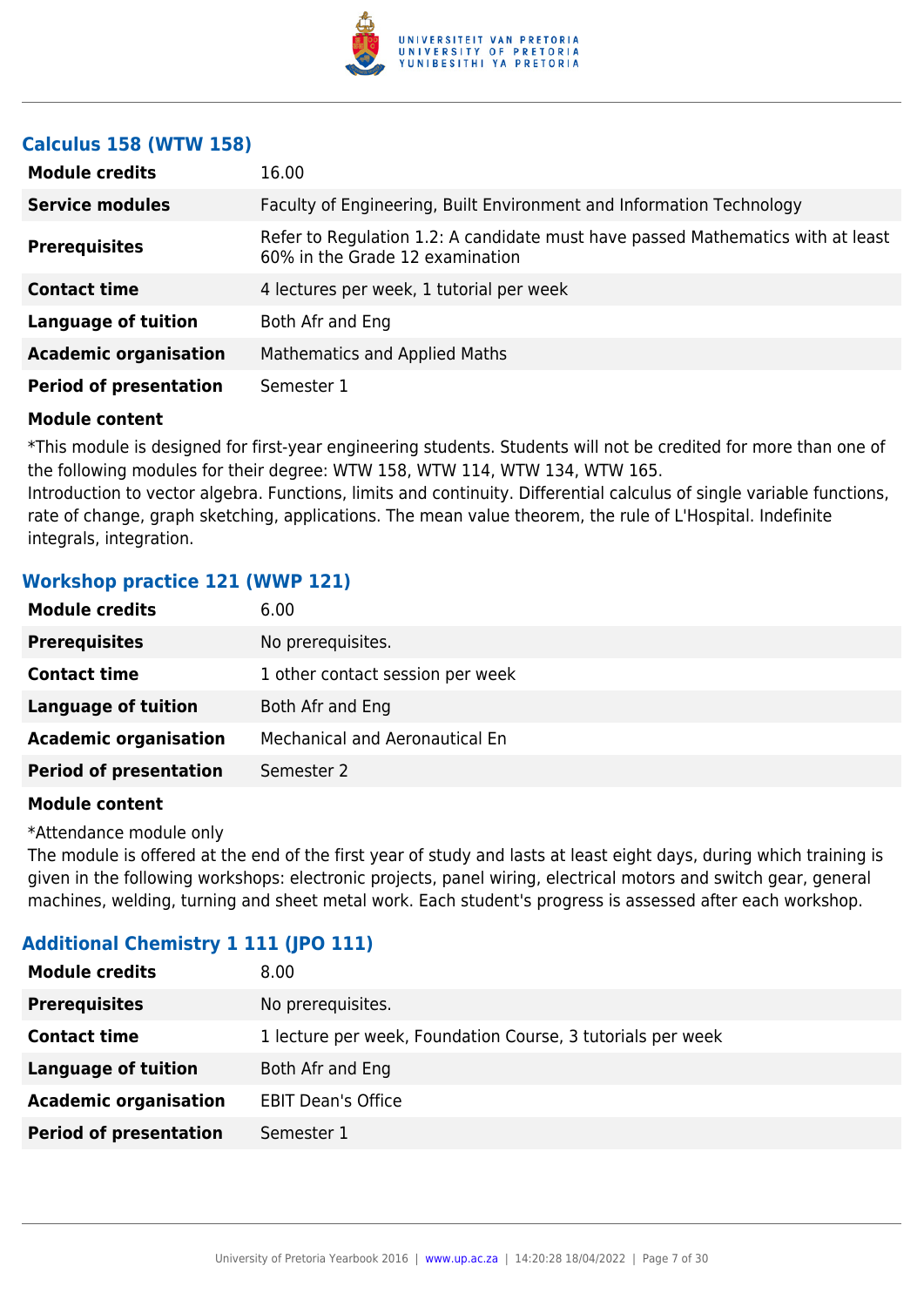### Calculus 158 (WTW 158)

| | |
|---|---|
| **Module credits** | 16.00 |
| **Service modules** | Faculty of Engineering, Built Environment and Information Technology |
| **Prerequisites** | Refer to Regulation 1.2: A candidate must have passed Mathematics with at least 60% in the Grade 12 examination |
| **Contact time** | 4 lectures per week, 1 tutorial per week |
| **Language of tuition** | Both Afr and Eng |
| **Academic organisation** | Mathematics and Applied Maths |
| **Period of presentation** | Semester 1 |

**Module content**

*This module is designed for first-year engineering students. Students will not be credited for more than one of the following modules for their degree: WTW 158, WTW 114, WTW 134, WTW 165.
Introduction to vector algebra. Functions, limits and continuity. Differential calculus of single variable functions, rate of change, graph sketching, applications. The mean value theorem, the rule of L'Hospital. Indefinite integrals, integration.

### Workshop practice 121 (WWP 121)

| | |
|---|---|
| **Module credits** | 6.00 |
| **Prerequisites** | No prerequisites. |
| **Contact time** | 1 other contact session per week |
| **Language of tuition** | Both Afr and Eng |
| **Academic organisation** | Mechanical and Aeronautical En |
| **Period of presentation** | Semester 2 |

**Module content**

*Attendance module only
The module is offered at the end of the first year of study and lasts at least eight days, during which training is given in the following workshops: electronic projects, panel wiring, electrical motors and switch gear, general machines, welding, turning and sheet metal work. Each student's progress is assessed after each workshop.

### Additional Chemistry 1 111 (JPO 111)

| | |
|---|---|
| **Module credits** | 8.00 |
| **Prerequisites** | No prerequisites. |
| **Contact time** | 1 lecture per week, Foundation Course, 3 tutorials per week |
| **Language of tuition** | Both Afr and Eng |
| **Academic organisation** | EBIT Dean's Office |
| **Period of presentation** | Semester 1 |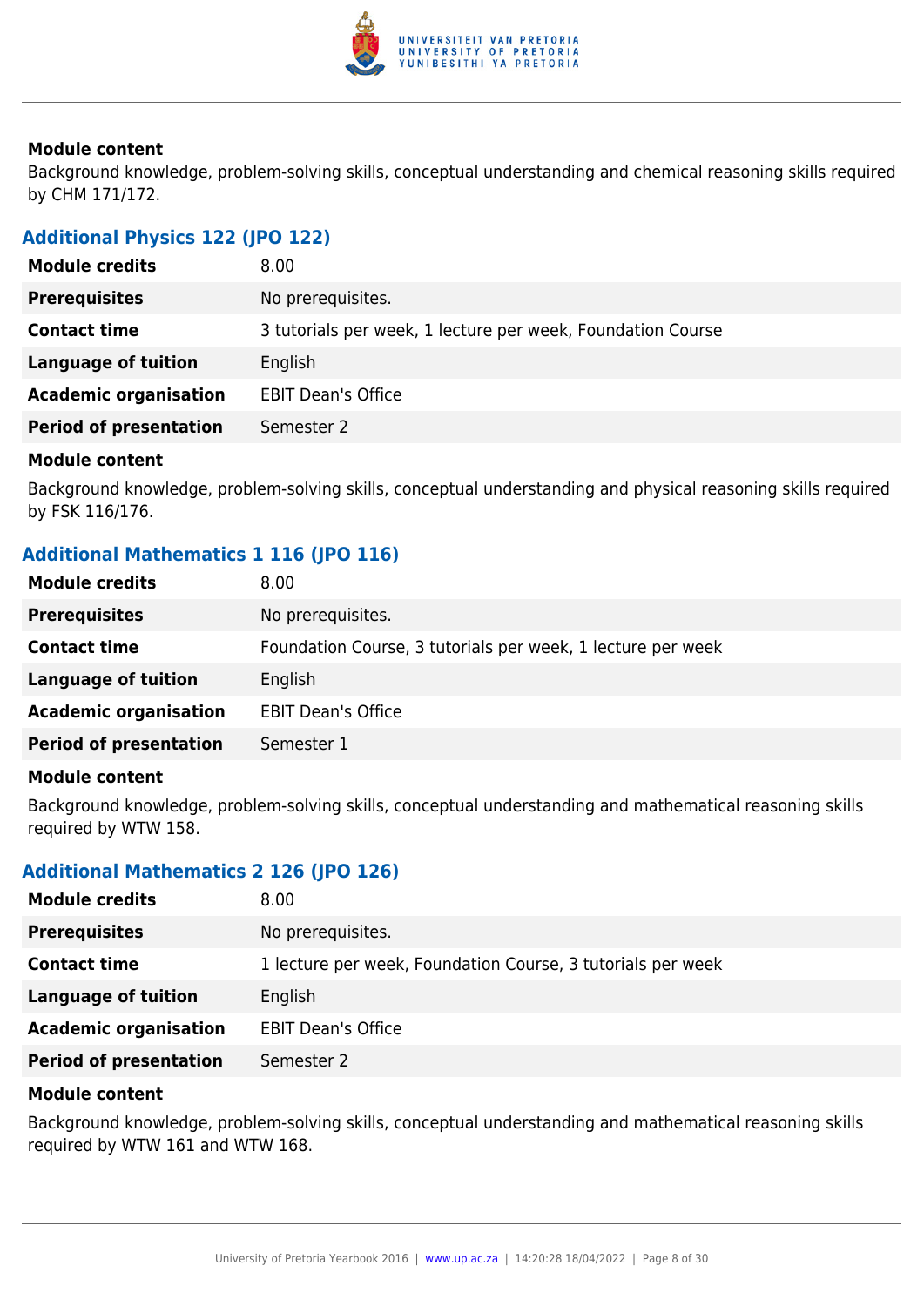#### Module content

Background knowledge, problem-solving skills, conceptual understanding and chemical reasoning skills required by CHM 171/172.

### Additional Physics 122 (JPO 122)

| | |
|---|---|
| **Module credits** | 8.00 |
| **Prerequisites** | No prerequisites. |
| **Contact time** | 3 tutorials per week, 1 lecture per week, Foundation Course |
| **Language of tuition** | English |
| **Academic organisation** | EBIT Dean's Office |
| **Period of presentation** | Semester 2 |

#### Module content

Background knowledge, problem-solving skills, conceptual understanding and physical reasoning skills required by FSK 116/176.

### Additional Mathematics 1 116 (JPO 116)

| | |
|---|---|
| **Module credits** | 8.00 |
| **Prerequisites** | No prerequisites. |
| **Contact time** | Foundation Course, 3 tutorials per week, 1 lecture per week |
| **Language of tuition** | English |
| **Academic organisation** | EBIT Dean's Office |
| **Period of presentation** | Semester 1 |

#### Module content

Background knowledge, problem-solving skills, conceptual understanding and mathematical reasoning skills required by WTW 158.

### Additional Mathematics 2 126 (JPO 126)

| | |
|---|---|
| **Module credits** | 8.00 |
| **Prerequisites** | No prerequisites. |
| **Contact time** | 1 lecture per week, Foundation Course, 3 tutorials per week |
| **Language of tuition** | English |
| **Academic organisation** | EBIT Dean's Office |
| **Period of presentation** | Semester 2 |

#### Module content

Background knowledge, problem-solving skills, conceptual understanding and mathematical reasoning skills required by WTW 161 and WTW 168.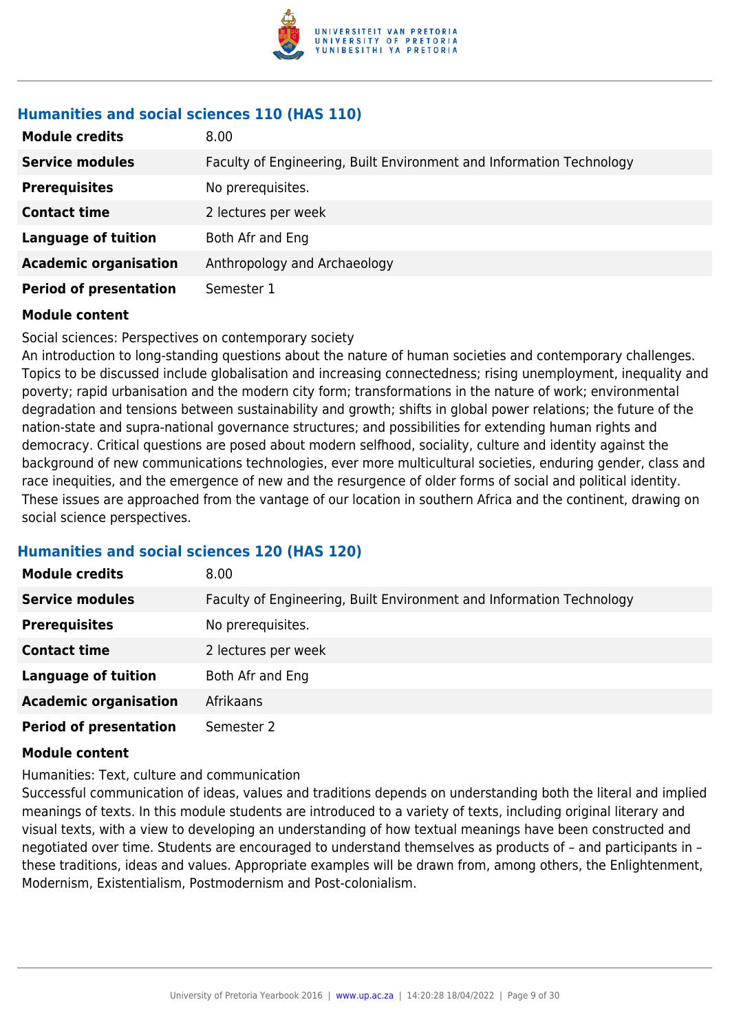### Humanities and social sciences 110 (HAS 110)

| | |
|---|---|
| **Module credits** | 8.00 |
| **Service modules** | Faculty of Engineering, Built Environment and Information Technology |
| **Prerequisites** | No prerequisites. |
| **Contact time** | 2 lectures per week |
| **Language of tuition** | Both Afr and Eng |
| **Academic organisation** | Anthropology and Archaeology |
| **Period of presentation** | Semester 1 |

**Module content**

Social sciences: Perspectives on contemporary society
An introduction to long-standing questions about the nature of human societies and contemporary challenges. Topics to be discussed include globalisation and increasing connectedness; rising unemployment, inequality and poverty; rapid urbanisation and the modern city form; transformations in the nature of work; environmental degradation and tensions between sustainability and growth; shifts in global power relations; the future of the nation-state and supra-national governance structures; and possibilities for extending human rights and democracy. Critical questions are posed about modern selfhood, sociality, culture and identity against the background of new communications technologies, ever more multicultural societies, enduring gender, class and race inequities, and the emergence of new and the resurgence of older forms of social and political identity. These issues are approached from the vantage of our location in southern Africa and the continent, drawing on social science perspectives.

### Humanities and social sciences 120 (HAS 120)

| | |
|---|---|
| **Module credits** | 8.00 |
| **Service modules** | Faculty of Engineering, Built Environment and Information Technology |
| **Prerequisites** | No prerequisites. |
| **Contact time** | 2 lectures per week |
| **Language of tuition** | Both Afr and Eng |
| **Academic organisation** | Afrikaans |
| **Period of presentation** | Semester 2 |

**Module content**

Humanities: Text, culture and communication
Successful communication of ideas, values and traditions depends on understanding both the literal and implied meanings of texts. In this module students are introduced to a variety of texts, including original literary and visual texts, with a view to developing an understanding of how textual meanings have been constructed and negotiated over time. Students are encouraged to understand themselves as products of – and participants in – these traditions, ideas and values. Appropriate examples will be drawn from, among others, the Enlightenment, Modernism, Existentialism, Postmodernism and Post-colonialism.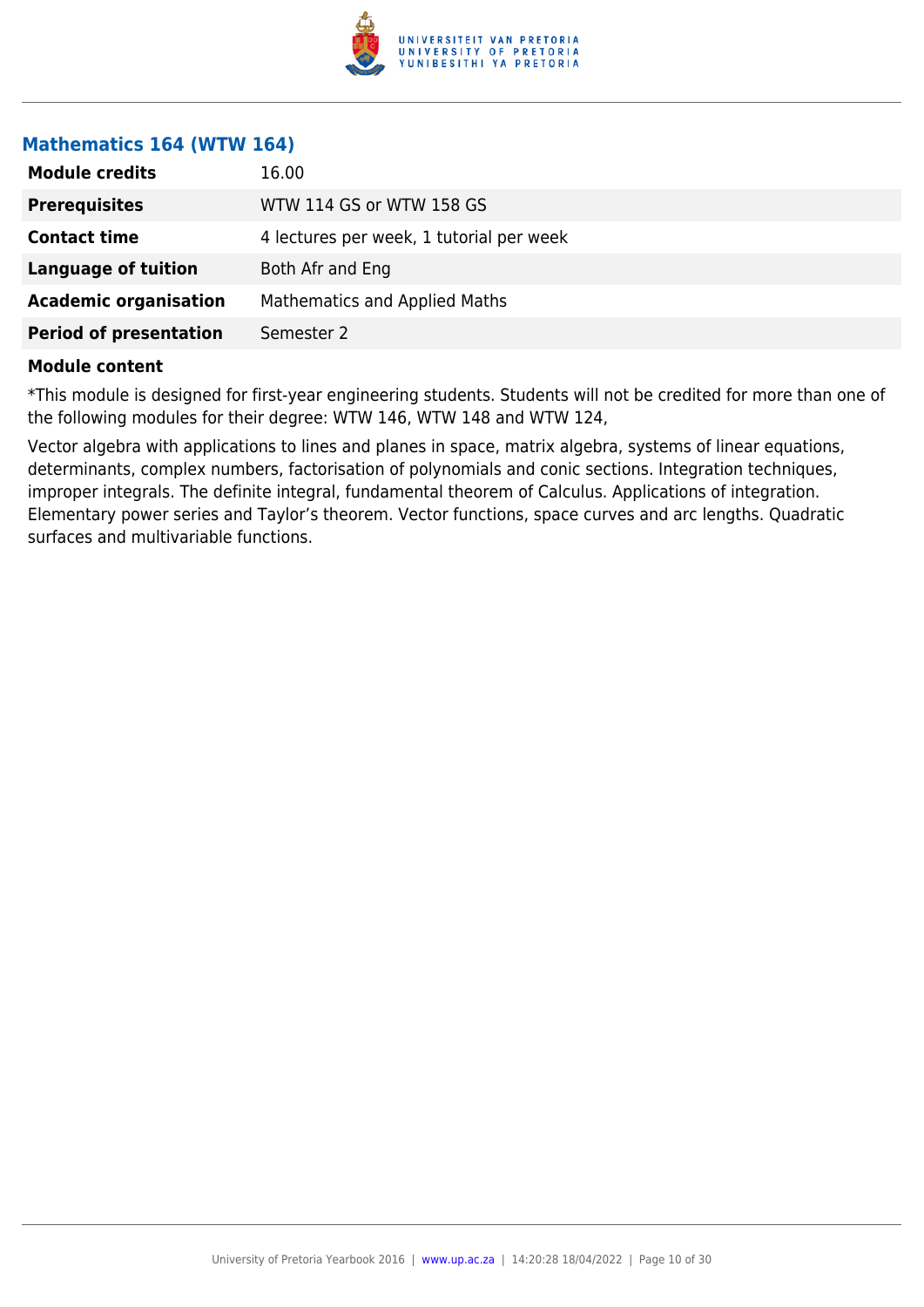## Mathematics 164 (WTW 164)

| | |
|---|---|
| **Module credits** | 16.00 |
| **Prerequisites** | WTW 114 GS or WTW 158 GS |
| **Contact time** | 4 lectures per week, 1 tutorial per week |
| **Language of tuition** | Both Afr and Eng |
| **Academic organisation** | Mathematics and Applied Maths |
| **Period of presentation** | Semester 2 |

**Module content**

*This module is designed for first-year engineering students. Students will not be credited for more than one of the following modules for their degree: WTW 146, WTW 148 and WTW 124,

Vector algebra with applications to lines and planes in space, matrix algebra, systems of linear equations, determinants, complex numbers, factorisation of polynomials and conic sections. Integration techniques, improper integrals. The definite integral, fundamental theorem of Calculus. Applications of integration. Elementary power series and Taylor's theorem. Vector functions, space curves and arc lengths. Quadratic surfaces and multivariable functions.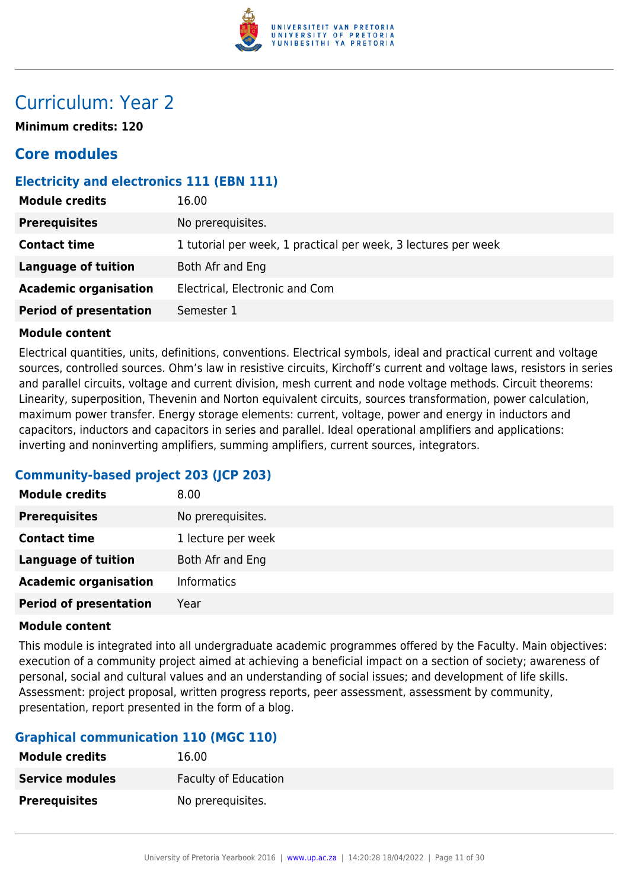# Curriculum: Year 2

**Minimum credits: 120**

## Core modules

### Electricity and electronics 111 (EBN 111)

| | |
|---|---|
| **Module credits** | 16.00 |
| **Prerequisites** | No prerequisites. |
| **Contact time** | 1 tutorial per week, 1 practical per week, 3 lectures per week |
| **Language of tuition** | Both Afr and Eng |
| **Academic organisation** | Electrical, Electronic and Com |
| **Period of presentation** | Semester 1 |

**Module content**

Electrical quantities, units, definitions, conventions. Electrical symbols, ideal and practical current and voltage sources, controlled sources. Ohm's law in resistive circuits, Kirchoff's current and voltage laws, resistors in series and parallel circuits, voltage and current division, mesh current and node voltage methods. Circuit theorems: Linearity, superposition, Thevenin and Norton equivalent circuits, sources transformation, power calculation, maximum power transfer. Energy storage elements: current, voltage, power and energy in inductors and capacitors, inductors and capacitors in series and parallel. Ideal operational amplifiers and applications: inverting and noninverting amplifiers, summing amplifiers, current sources, integrators.

### Community-based project 203 (JCP 203)

| | |
|---|---|
| **Module credits** | 8.00 |
| **Prerequisites** | No prerequisites. |
| **Contact time** | 1 lecture per week |
| **Language of tuition** | Both Afr and Eng |
| **Academic organisation** | Informatics |
| **Period of presentation** | Year |

**Module content**

This module is integrated into all undergraduate academic programmes offered by the Faculty. Main objectives: execution of a community project aimed at achieving a beneficial impact on a section of society; awareness of personal, social and cultural values and an understanding of social issues; and development of life skills. Assessment: project proposal, written progress reports, peer assessment, assessment by community, presentation, report presented in the form of a blog.

### Graphical communication 110 (MGC 110)

| | |
|---|---|
| **Module credits** | 16.00 |
| **Service modules** | Faculty of Education |
| **Prerequisites** | No prerequisites. |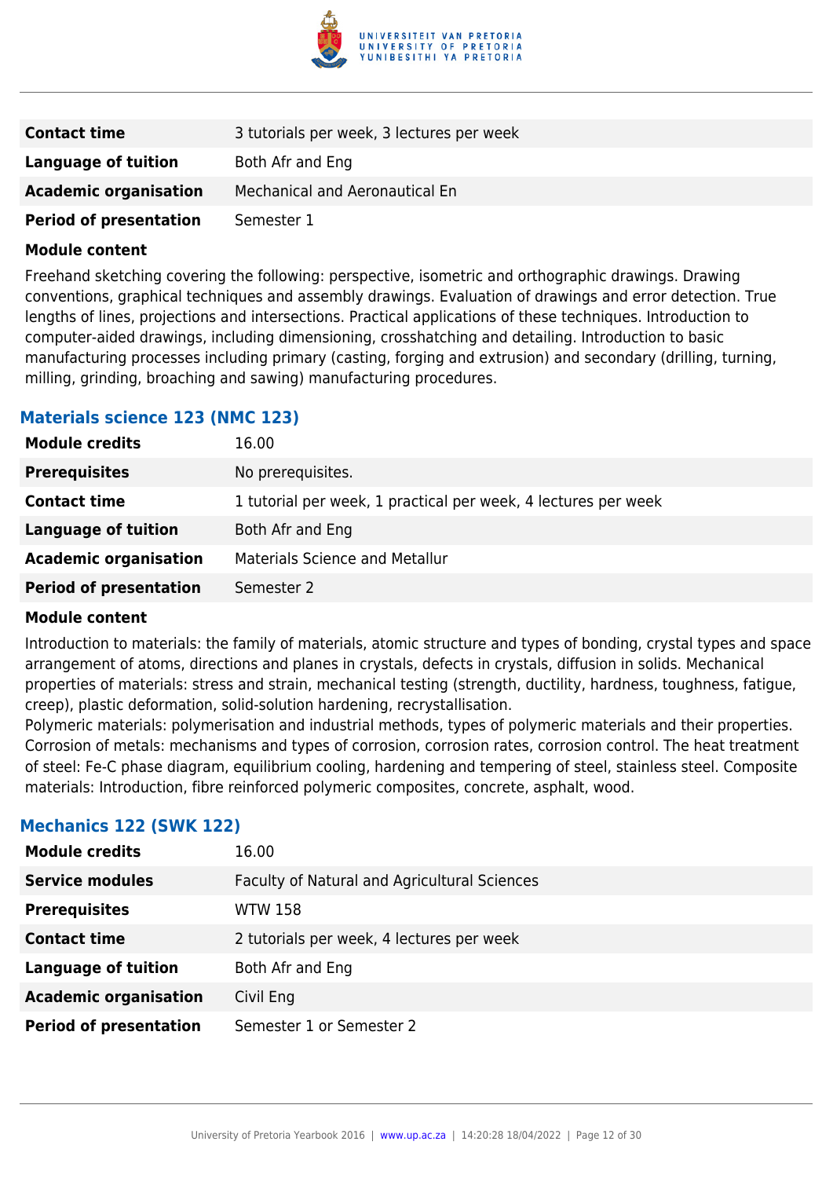| | |
|---|---|
| **Contact time** | 3 tutorials per week, 3 lectures per week |
| **Language of tuition** | Both Afr and Eng |
| **Academic organisation** | Mechanical and Aeronautical En |
| **Period of presentation** | Semester 1 |

**Module content**

Freehand sketching covering the following: perspective, isometric and orthographic drawings. Drawing conventions, graphical techniques and assembly drawings. Evaluation of drawings and error detection. True lengths of lines, projections and intersections. Practical applications of these techniques. Introduction to computer-aided drawings, including dimensioning, crosshatching and detailing. Introduction to basic manufacturing processes including primary (casting, forging and extrusion) and secondary (drilling, turning, milling, grinding, broaching and sawing) manufacturing procedures.

### Materials science 123 (NMC 123)

| | |
|---|---|
| **Module credits** | 16.00 |
| **Prerequisites** | No prerequisites. |
| **Contact time** | 1 tutorial per week, 1 practical per week, 4 lectures per week |
| **Language of tuition** | Both Afr and Eng |
| **Academic organisation** | Materials Science and Metallur |
| **Period of presentation** | Semester 2 |

**Module content**

Introduction to materials: the family of materials, atomic structure and types of bonding, crystal types and space arrangement of atoms, directions and planes in crystals, defects in crystals, diffusion in solids. Mechanical properties of materials: stress and strain, mechanical testing (strength, ductility, hardness, toughness, fatigue, creep), plastic deformation, solid-solution hardening, recrystallisation.
Polymeric materials: polymerisation and industrial methods, types of polymeric materials and their properties. Corrosion of metals: mechanisms and types of corrosion, corrosion rates, corrosion control. The heat treatment of steel: Fe-C phase diagram, equilibrium cooling, hardening and tempering of steel, stainless steel. Composite materials: Introduction, fibre reinforced polymeric composites, concrete, asphalt, wood.

### Mechanics 122 (SWK 122)

| | |
|---|---|
| **Module credits** | 16.00 |
| **Service modules** | Faculty of Natural and Agricultural Sciences |
| **Prerequisites** | WTW 158 |
| **Contact time** | 2 tutorials per week, 4 lectures per week |
| **Language of tuition** | Both Afr and Eng |
| **Academic organisation** | Civil Eng |
| **Period of presentation** | Semester 1 or Semester 2 |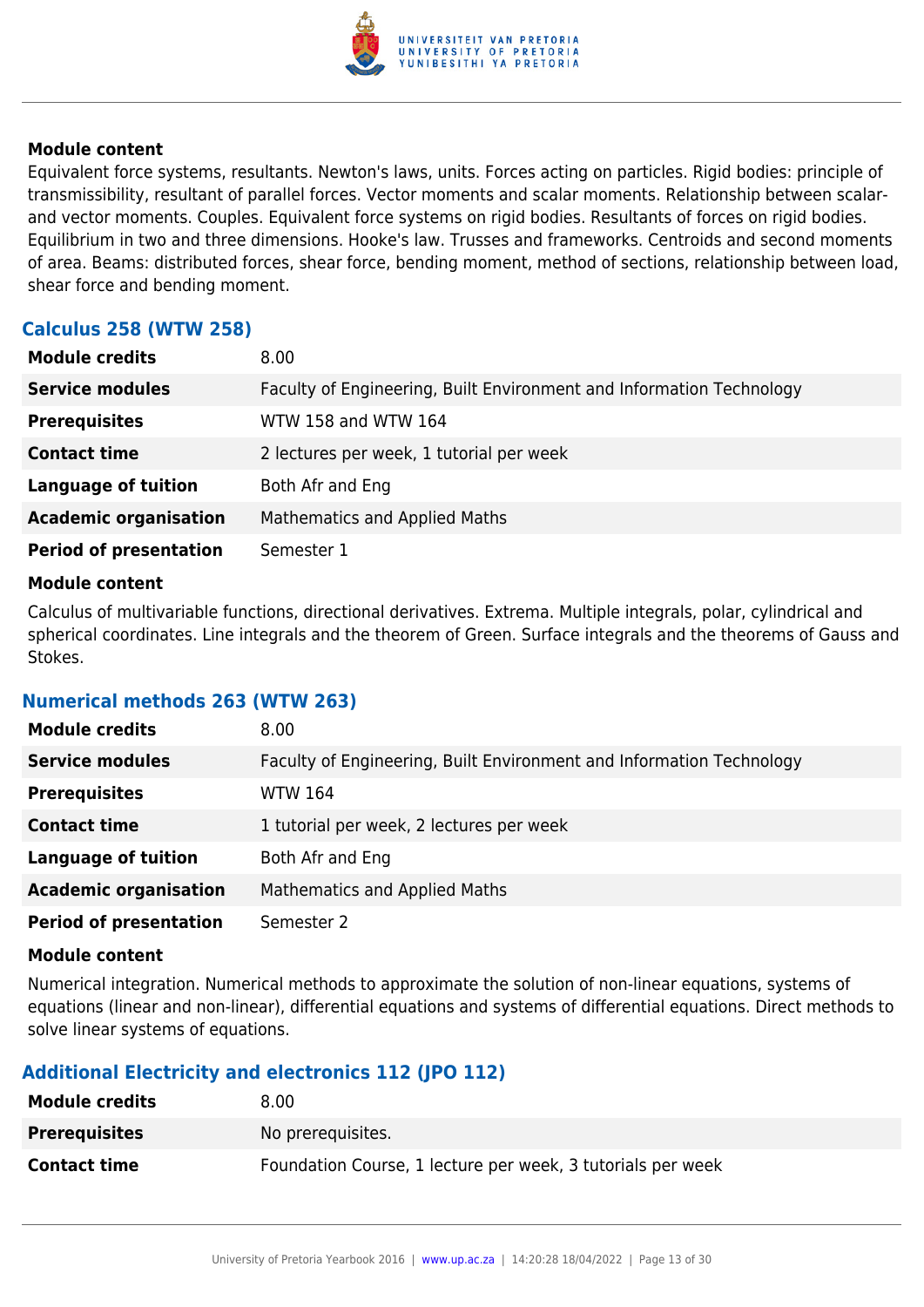#### Module content

Equivalent force systems, resultants. Newton's laws, units. Forces acting on particles. Rigid bodies: principle of transmissibility, resultant of parallel forces. Vector moments and scalar moments. Relationship between scalar- and vector moments. Couples. Equivalent force systems on rigid bodies. Resultants of forces on rigid bodies. Equilibrium in two and three dimensions. Hooke's law. Trusses and frameworks. Centroids and second moments of area. Beams: distributed forces, shear force, bending moment, method of sections, relationship between load, shear force and bending moment.

### Calculus 258 (WTW 258)

| | |
|---|---|
| **Module credits** | 8.00 |
| **Service modules** | Faculty of Engineering, Built Environment and Information Technology |
| **Prerequisites** | WTW 158 and WTW 164 |
| **Contact time** | 2 lectures per week, 1 tutorial per week |
| **Language of tuition** | Both Afr and Eng |
| **Academic organisation** | Mathematics and Applied Maths |
| **Period of presentation** | Semester 1 |

#### Module content

Calculus of multivariable functions, directional derivatives. Extrema. Multiple integrals, polar, cylindrical and spherical coordinates. Line integrals and the theorem of Green. Surface integrals and the theorems of Gauss and Stokes.

### Numerical methods 263 (WTW 263)

| | |
|---|---|
| **Module credits** | 8.00 |
| **Service modules** | Faculty of Engineering, Built Environment and Information Technology |
| **Prerequisites** | WTW 164 |
| **Contact time** | 1 tutorial per week, 2 lectures per week |
| **Language of tuition** | Both Afr and Eng |
| **Academic organisation** | Mathematics and Applied Maths |
| **Period of presentation** | Semester 2 |

#### Module content

Numerical integration. Numerical methods to approximate the solution of non-linear equations, systems of equations (linear and non-linear), differential equations and systems of differential equations. Direct methods to solve linear systems of equations.

### Additional Electricity and electronics 112 (JPO 112)

| | |
|---|---|
| **Module credits** | 8.00 |
| **Prerequisites** | No prerequisites. |
| **Contact time** | Foundation Course, 1 lecture per week, 3 tutorials per week |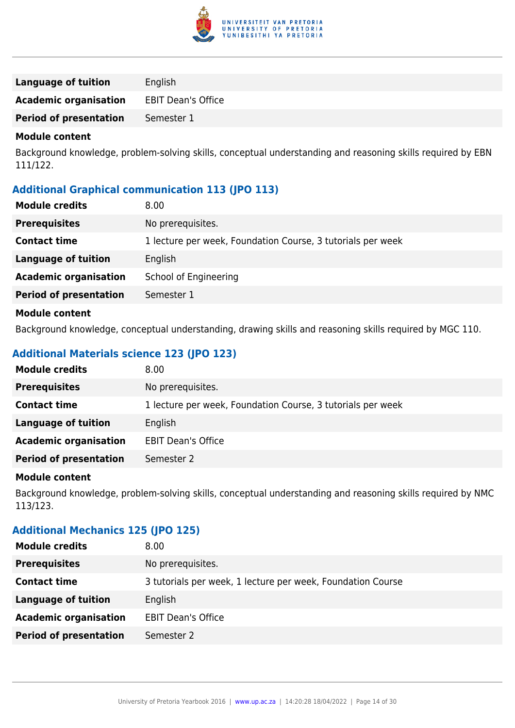| | |
|---|---|
| **Language of tuition** | English |
| **Academic organisation** | EBIT Dean's Office |
| **Period of presentation** | Semester 1 |

**Module content**

Background knowledge, problem-solving skills, conceptual understanding and reasoning skills required by EBN 111/122.

### Additional Graphical communication 113 (JPO 113)

| | |
|---|---|
| **Module credits** | 8.00 |
| **Prerequisites** | No prerequisites. |
| **Contact time** | 1 lecture per week, Foundation Course, 3 tutorials per week |
| **Language of tuition** | English |
| **Academic organisation** | School of Engineering |
| **Period of presentation** | Semester 1 |

**Module content**

Background knowledge, conceptual understanding, drawing skills and reasoning skills required by MGC 110.

### Additional Materials science 123 (JPO 123)

| | |
|---|---|
| **Module credits** | 8.00 |
| **Prerequisites** | No prerequisites. |
| **Contact time** | 1 lecture per week, Foundation Course, 3 tutorials per week |
| **Language of tuition** | English |
| **Academic organisation** | EBIT Dean's Office |
| **Period of presentation** | Semester 2 |

**Module content**

Background knowledge, problem-solving skills, conceptual understanding and reasoning skills required by NMC 113/123.

### Additional Mechanics 125 (JPO 125)

| | |
|---|---|
| **Module credits** | 8.00 |
| **Prerequisites** | No prerequisites. |
| **Contact time** | 3 tutorials per week, 1 lecture per week, Foundation Course |
| **Language of tuition** | English |
| **Academic organisation** | EBIT Dean's Office |
| **Period of presentation** | Semester 2 |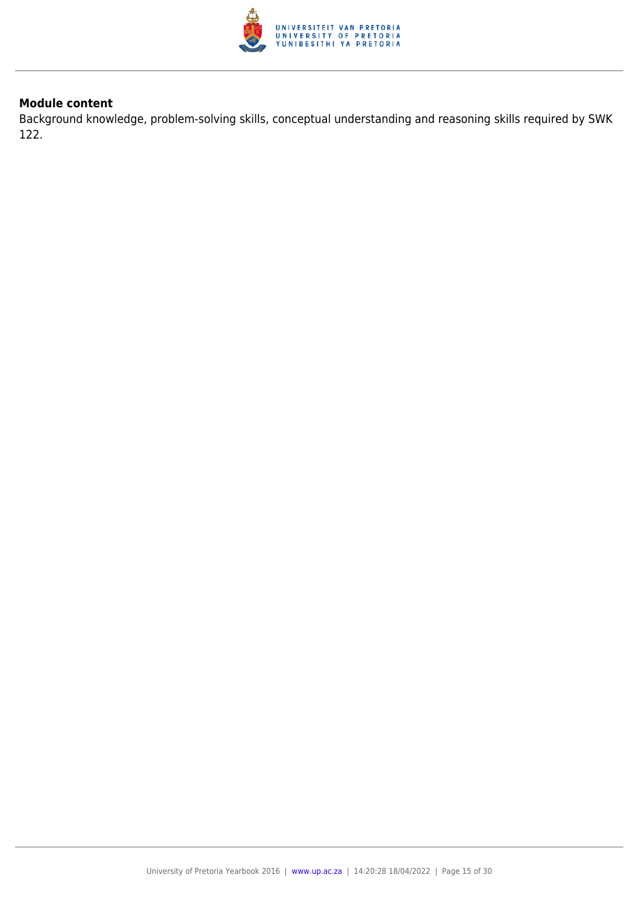**Module content**

Background knowledge, problem-solving skills, conceptual understanding and reasoning skills required by SWK 122.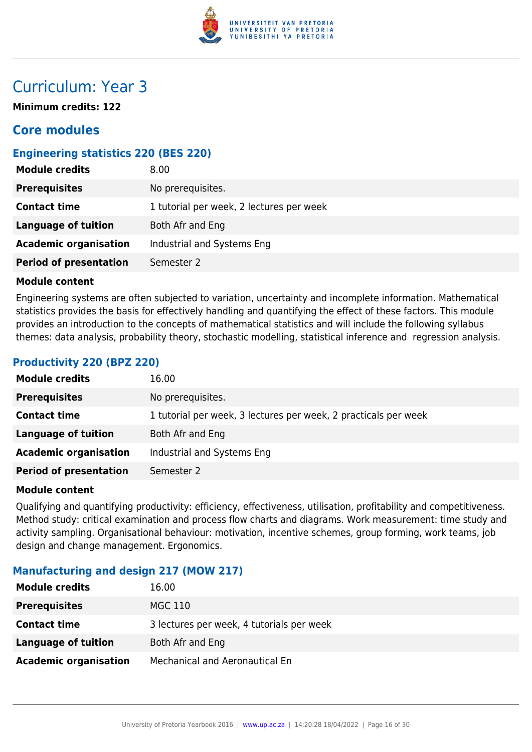# Curriculum: Year 3

**Minimum credits: 122**

## Core modules

### Engineering statistics 220 (BES 220)

| | |
|---|---|
| **Module credits** | 8.00 |
| **Prerequisites** | No prerequisites. |
| **Contact time** | 1 tutorial per week, 2 lectures per week |
| **Language of tuition** | Both Afr and Eng |
| **Academic organisation** | Industrial and Systems Eng |
| **Period of presentation** | Semester 2 |

**Module content**

Engineering systems are often subjected to variation, uncertainty and incomplete information. Mathematical statistics provides the basis for effectively handling and quantifying the effect of these factors. This module provides an introduction to the concepts of mathematical statistics and will include the following syllabus themes: data analysis, probability theory, stochastic modelling, statistical inference and regression analysis.

### Productivity 220 (BPZ 220)

| | |
|---|---|
| **Module credits** | 16.00 |
| **Prerequisites** | No prerequisites. |
| **Contact time** | 1 tutorial per week, 3 lectures per week, 2 practicals per week |
| **Language of tuition** | Both Afr and Eng |
| **Academic organisation** | Industrial and Systems Eng |
| **Period of presentation** | Semester 2 |

**Module content**

Qualifying and quantifying productivity: efficiency, effectiveness, utilisation, profitability and competitiveness. Method study: critical examination and process flow charts and diagrams. Work measurement: time study and activity sampling. Organisational behaviour: motivation, incentive schemes, group forming, work teams, job design and change management. Ergonomics.

### Manufacturing and design 217 (MOW 217)

| | |
|---|---|
| **Module credits** | 16.00 |
| **Prerequisites** | MGC 110 |
| **Contact time** | 3 lectures per week, 4 tutorials per week |
| **Language of tuition** | Both Afr and Eng |
| **Academic organisation** | Mechanical and Aeronautical En |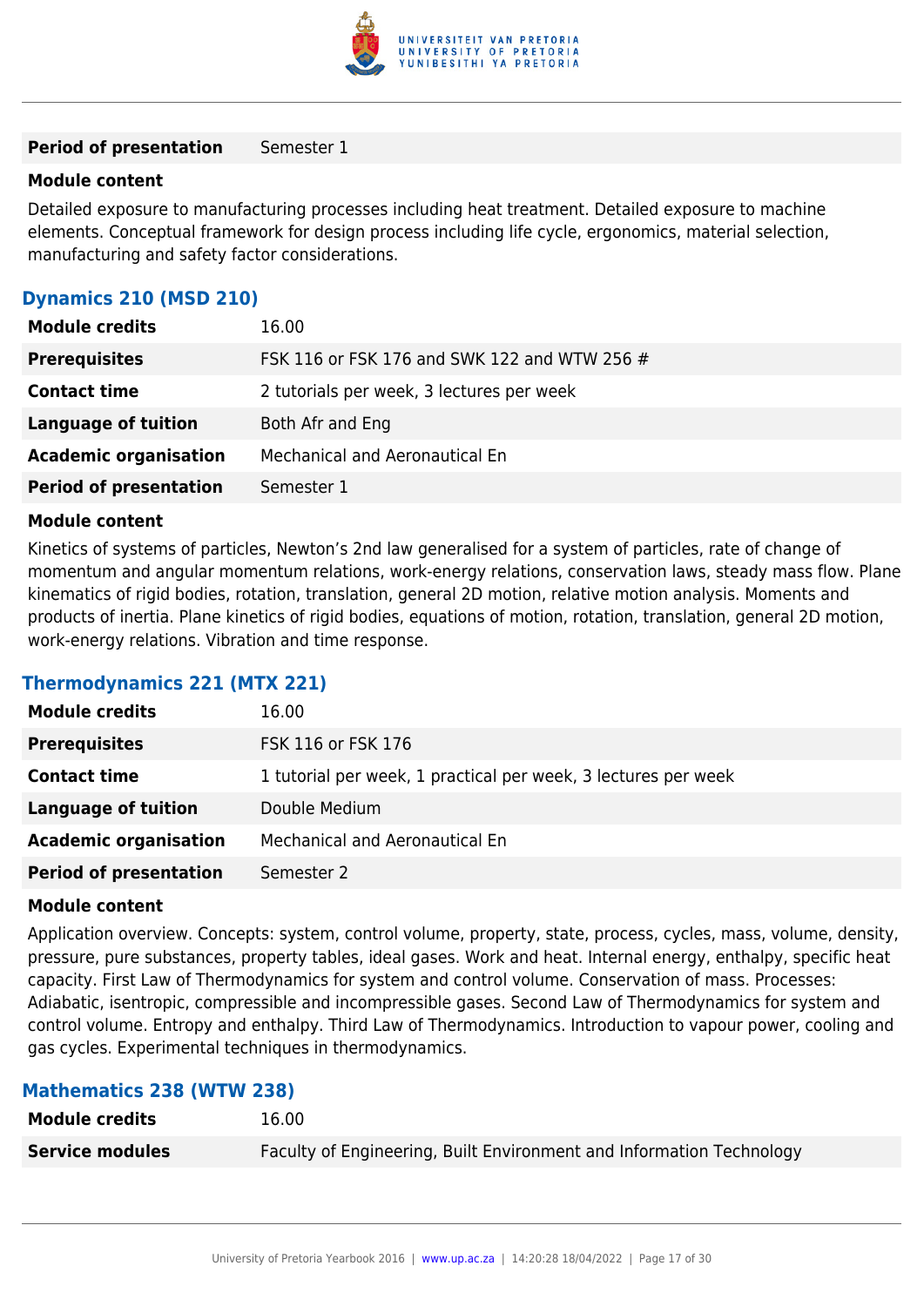| | |
|---|---|
| **Period of presentation** | Semester 1 |

**Module content**

Detailed exposure to manufacturing processes including heat treatment. Detailed exposure to machine elements. Conceptual framework for design process including life cycle, ergonomics, material selection, manufacturing and safety factor considerations.

### Dynamics 210 (MSD 210)

| | |
|---|---|
| **Module credits** | 16.00 |
| **Prerequisites** | FSK 116 or FSK 176 and SWK 122 and WTW 256 # |
| **Contact time** | 2 tutorials per week, 3 lectures per week |
| **Language of tuition** | Both Afr and Eng |
| **Academic organisation** | Mechanical and Aeronautical En |
| **Period of presentation** | Semester 1 |

**Module content**

Kinetics of systems of particles, Newton's 2nd law generalised for a system of particles, rate of change of momentum and angular momentum relations, work-energy relations, conservation laws, steady mass flow. Plane kinematics of rigid bodies, rotation, translation, general 2D motion, relative motion analysis. Moments and products of inertia. Plane kinetics of rigid bodies, equations of motion, rotation, translation, general 2D motion, work-energy relations. Vibration and time response.

### Thermodynamics 221 (MTX 221)

| | |
|---|---|
| **Module credits** | 16.00 |
| **Prerequisites** | FSK 116 or FSK 176 |
| **Contact time** | 1 tutorial per week, 1 practical per week, 3 lectures per week |
| **Language of tuition** | Double Medium |
| **Academic organisation** | Mechanical and Aeronautical En |
| **Period of presentation** | Semester 2 |

**Module content**

Application overview. Concepts: system, control volume, property, state, process, cycles, mass, volume, density, pressure, pure substances, property tables, ideal gases. Work and heat. Internal energy, enthalpy, specific heat capacity. First Law of Thermodynamics for system and control volume. Conservation of mass. Processes: Adiabatic, isentropic, compressible and incompressible gases. Second Law of Thermodynamics for system and control volume. Entropy and enthalpy. Third Law of Thermodynamics. Introduction to vapour power, cooling and gas cycles. Experimental techniques in thermodynamics.

### Mathematics 238 (WTW 238)

| | |
|---|---|
| **Module credits** | 16.00 |
| **Service modules** | Faculty of Engineering, Built Environment and Information Technology |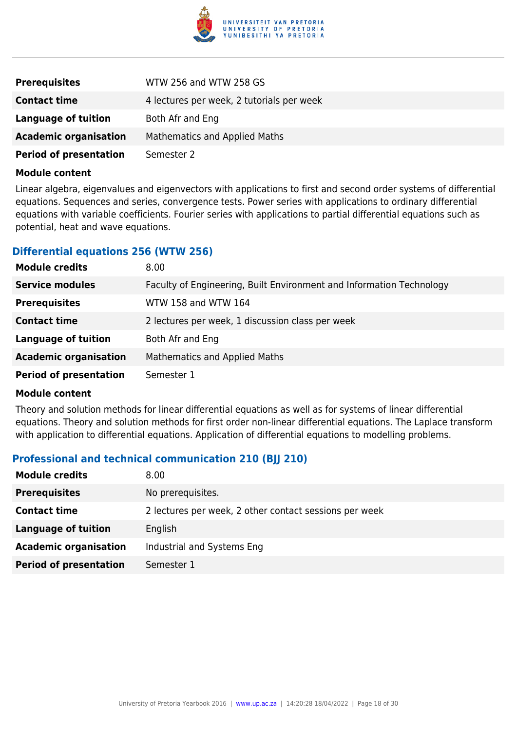| | |
|---|---|
| **Prerequisites** | WTW 256 and WTW 258 GS |
| **Contact time** | 4 lectures per week, 2 tutorials per week |
| **Language of tuition** | Both Afr and Eng |
| **Academic organisation** | Mathematics and Applied Maths |
| **Period of presentation** | Semester 2 |

**Module content**

Linear algebra, eigenvalues and eigenvectors with applications to first and second order systems of differential equations. Sequences and series, convergence tests. Power series with applications to ordinary differential equations with variable coefficients. Fourier series with applications to partial differential equations such as potential, heat and wave equations.

### Differential equations 256 (WTW 256)

| | |
|---|---|
| **Module credits** | 8.00 |
| **Service modules** | Faculty of Engineering, Built Environment and Information Technology |
| **Prerequisites** | WTW 158 and WTW 164 |
| **Contact time** | 2 lectures per week, 1 discussion class per week |
| **Language of tuition** | Both Afr and Eng |
| **Academic organisation** | Mathematics and Applied Maths |
| **Period of presentation** | Semester 1 |

**Module content**

Theory and solution methods for linear differential equations as well as for systems of linear differential equations. Theory and solution methods for first order non-linear differential equations. The Laplace transform with application to differential equations. Application of differential equations to modelling problems.

### Professional and technical communication 210 (BJJ 210)

| | |
|---|---|
| **Module credits** | 8.00 |
| **Prerequisites** | No prerequisites. |
| **Contact time** | 2 lectures per week, 2 other contact sessions per week |
| **Language of tuition** | English |
| **Academic organisation** | Industrial and Systems Eng |
| **Period of presentation** | Semester 1 |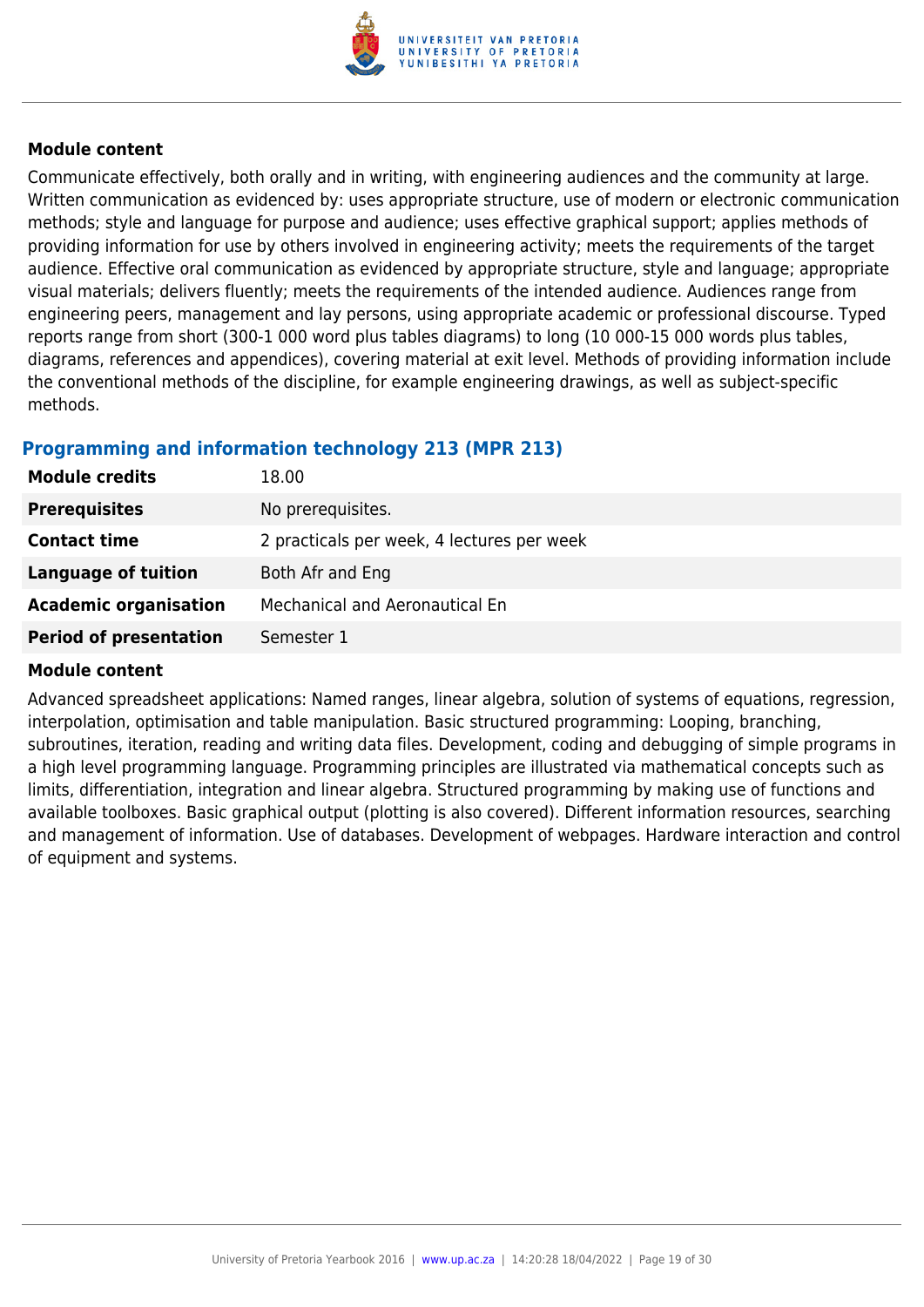#### Module content

Communicate effectively, both orally and in writing, with engineering audiences and the community at large. Written communication as evidenced by: uses appropriate structure, use of modern or electronic communication methods; style and language for purpose and audience; uses effective graphical support; applies methods of providing information for use by others involved in engineering activity; meets the requirements of the target audience. Effective oral communication as evidenced by appropriate structure, style and language; appropriate visual materials; delivers fluently; meets the requirements of the intended audience. Audiences range from engineering peers, management and lay persons, using appropriate academic or professional discourse. Typed reports range from short (300-1 000 word plus tables diagrams) to long (10 000-15 000 words plus tables, diagrams, references and appendices), covering material at exit level. Methods of providing information include the conventional methods of the discipline, for example engineering drawings, as well as subject-specific methods.

### Programming and information technology 213 (MPR 213)

| | |
|---|---|
| **Module credits** | 18.00 |
| **Prerequisites** | No prerequisites. |
| **Contact time** | 2 practicals per week, 4 lectures per week |
| **Language of tuition** | Both Afr and Eng |
| **Academic organisation** | Mechanical and Aeronautical En |
| **Period of presentation** | Semester 1 |

#### Module content

Advanced spreadsheet applications: Named ranges, linear algebra, solution of systems of equations, regression, interpolation, optimisation and table manipulation. Basic structured programming: Looping, branching, subroutines, iteration, reading and writing data files. Development, coding and debugging of simple programs in a high level programming language. Programming principles are illustrated via mathematical concepts such as limits, differentiation, integration and linear algebra. Structured programming by making use of functions and available toolboxes. Basic graphical output (plotting is also covered). Different information resources, searching and management of information. Use of databases. Development of webpages. Hardware interaction and control of equipment and systems.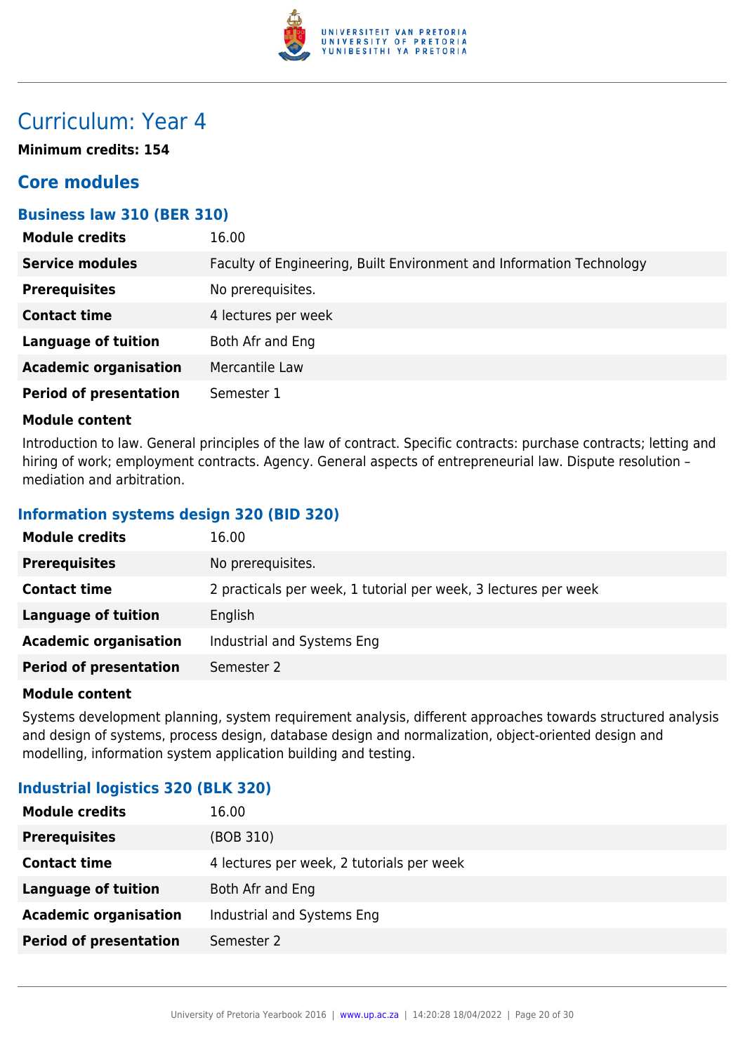# Curriculum: Year 4

**Minimum credits: 154**

## Core modules

### Business law 310 (BER 310)

| | |
|---|---|
| **Module credits** | 16.00 |
| **Service modules** | Faculty of Engineering, Built Environment and Information Technology |
| **Prerequisites** | No prerequisites. |
| **Contact time** | 4 lectures per week |
| **Language of tuition** | Both Afr and Eng |
| **Academic organisation** | Mercantile Law |
| **Period of presentation** | Semester 1 |

**Module content**

Introduction to law. General principles of the law of contract. Specific contracts: purchase contracts; letting and hiring of work; employment contracts. Agency. General aspects of entrepreneurial law. Dispute resolution – mediation and arbitration.

### Information systems design 320 (BID 320)

| | |
|---|---|
| **Module credits** | 16.00 |
| **Prerequisites** | No prerequisites. |
| **Contact time** | 2 practicals per week, 1 tutorial per week, 3 lectures per week |
| **Language of tuition** | English |
| **Academic organisation** | Industrial and Systems Eng |
| **Period of presentation** | Semester 2 |

**Module content**

Systems development planning, system requirement analysis, different approaches towards structured analysis and design of systems, process design, database design and normalization, object-oriented design and modelling, information system application building and testing.

### Industrial logistics 320 (BLK 320)

| | |
|---|---|
| **Module credits** | 16.00 |
| **Prerequisites** | (BOB 310) |
| **Contact time** | 4 lectures per week, 2 tutorials per week |
| **Language of tuition** | Both Afr and Eng |
| **Academic organisation** | Industrial and Systems Eng |
| **Period of presentation** | Semester 2 |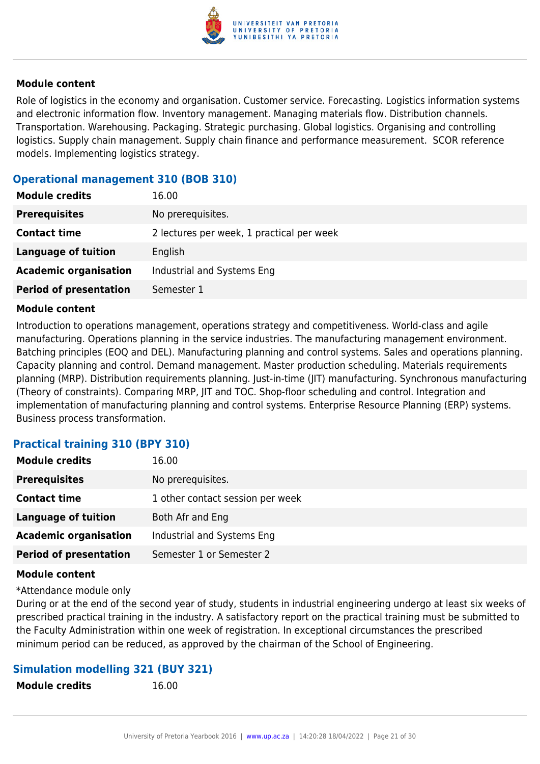#### Module content

Role of logistics in the economy and organisation. Customer service. Forecasting. Logistics information systems and electronic information flow. Inventory management. Managing materials flow. Distribution channels. Transportation. Warehousing. Packaging. Strategic purchasing. Global logistics. Organising and controlling logistics. Supply chain management. Supply chain finance and performance measurement. SCOR reference models. Implementing logistics strategy.

### Operational management 310 (BOB 310)

| | |
|---|---|
| **Module credits** | 16.00 |
| **Prerequisites** | No prerequisites. |
| **Contact time** | 2 lectures per week, 1 practical per week |
| **Language of tuition** | English |
| **Academic organisation** | Industrial and Systems Eng |
| **Period of presentation** | Semester 1 |

#### Module content

Introduction to operations management, operations strategy and competitiveness. World-class and agile manufacturing. Operations planning in the service industries. The manufacturing management environment. Batching principles (EOQ and DEL). Manufacturing planning and control systems. Sales and operations planning. Capacity planning and control. Demand management. Master production scheduling. Materials requirements planning (MRP). Distribution requirements planning. Just-in-time (JIT) manufacturing. Synchronous manufacturing (Theory of constraints). Comparing MRP, JIT and TOC. Shop-floor scheduling and control. Integration and implementation of manufacturing planning and control systems. Enterprise Resource Planning (ERP) systems. Business process transformation.

### Practical training 310 (BPY 310)

| | |
|---|---|
| **Module credits** | 16.00 |
| **Prerequisites** | No prerequisites. |
| **Contact time** | 1 other contact session per week |
| **Language of tuition** | Both Afr and Eng |
| **Academic organisation** | Industrial and Systems Eng |
| **Period of presentation** | Semester 1 or Semester 2 |

#### Module content

*Attendance module only

During or at the end of the second year of study, students in industrial engineering undergo at least six weeks of prescribed practical training in the industry. A satisfactory report on the practical training must be submitted to the Faculty Administration within one week of registration. In exceptional circumstances the prescribed minimum period can be reduced, as approved by the chairman of the School of Engineering.

### Simulation modelling 321 (BUY 321)

| | |
|---|---|
| **Module credits** | 16.00 |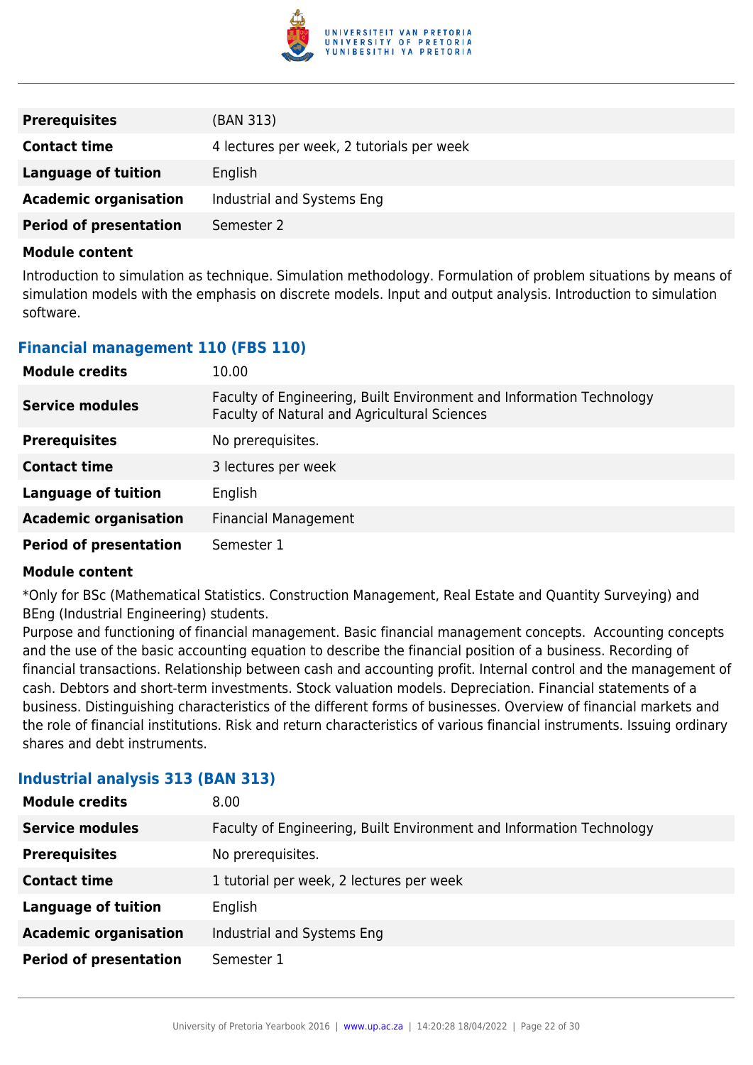| | |
|---|---|
| **Prerequisites** | (BAN 313) |
| **Contact time** | 4 lectures per week, 2 tutorials per week |
| **Language of tuition** | English |
| **Academic organisation** | Industrial and Systems Eng |
| **Period of presentation** | Semester 2 |

**Module content**

Introduction to simulation as technique. Simulation methodology. Formulation of problem situations by means of simulation models with the emphasis on discrete models. Input and output analysis. Introduction to simulation software.

### Financial management 110 (FBS 110)

| | |
|---|---|
| **Module credits** | 10.00 |
| **Service modules** | Faculty of Engineering, Built Environment and Information Technology<br>Faculty of Natural and Agricultural Sciences |
| **Prerequisites** | No prerequisites. |
| **Contact time** | 3 lectures per week |
| **Language of tuition** | English |
| **Academic organisation** | Financial Management |
| **Period of presentation** | Semester 1 |

**Module content**

*Only for BSc (Mathematical Statistics. Construction Management, Real Estate and Quantity Surveying) and BEng (Industrial Engineering) students.

Purpose and functioning of financial management. Basic financial management concepts. Accounting concepts and the use of the basic accounting equation to describe the financial position of a business. Recording of financial transactions. Relationship between cash and accounting profit. Internal control and the management of cash. Debtors and short-term investments. Stock valuation models. Depreciation. Financial statements of a business. Distinguishing characteristics of the different forms of businesses. Overview of financial markets and the role of financial institutions. Risk and return characteristics of various financial instruments. Issuing ordinary shares and debt instruments.

### Industrial analysis 313 (BAN 313)

| | |
|---|---|
| **Module credits** | 8.00 |
| **Service modules** | Faculty of Engineering, Built Environment and Information Technology |
| **Prerequisites** | No prerequisites. |
| **Contact time** | 1 tutorial per week, 2 lectures per week |
| **Language of tuition** | English |
| **Academic organisation** | Industrial and Systems Eng |
| **Period of presentation** | Semester 1 |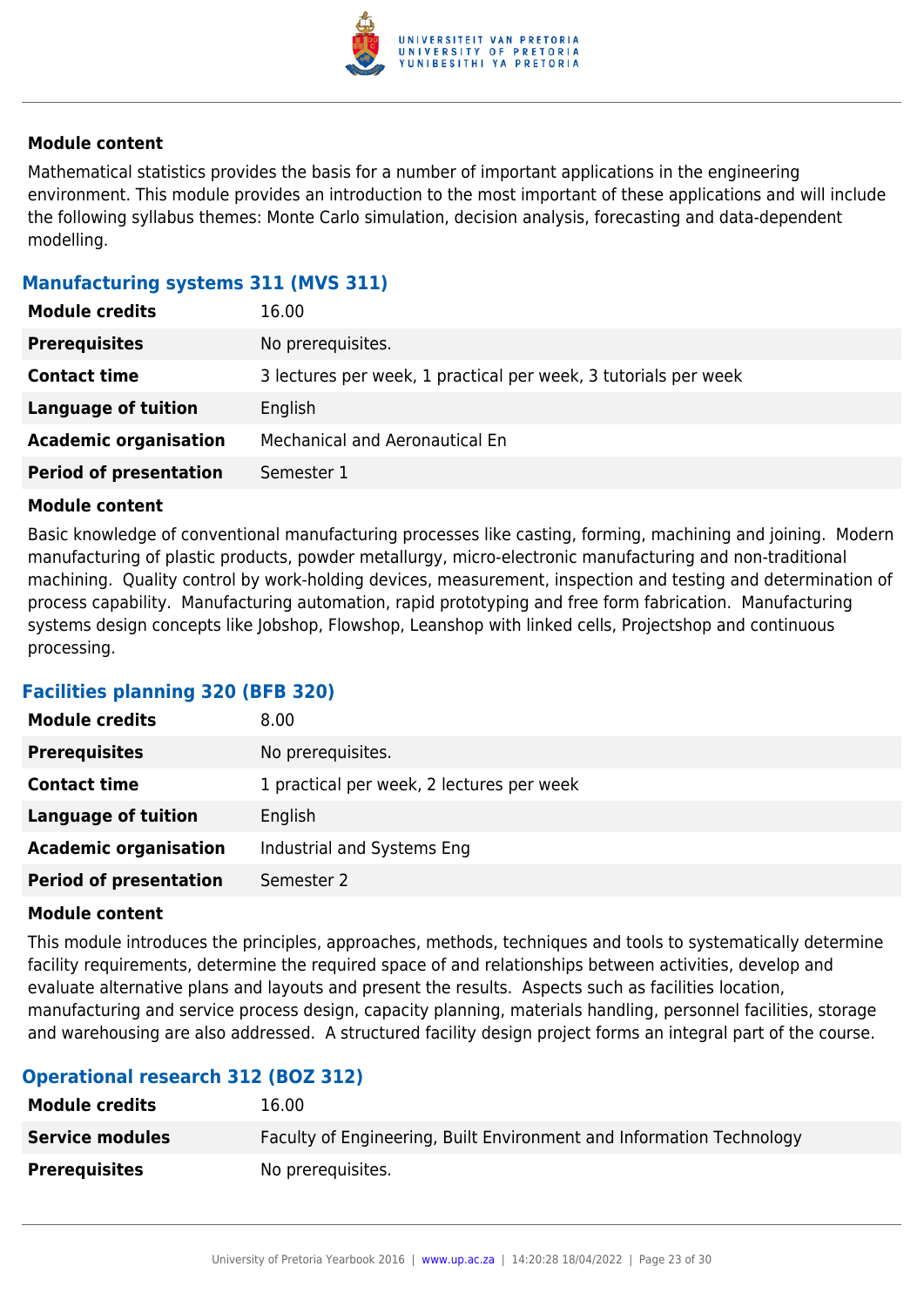#### Module content

Mathematical statistics provides the basis for a number of important applications in the engineering environment. This module provides an introduction to the most important of these applications and will include the following syllabus themes: Monte Carlo simulation, decision analysis, forecasting and data-dependent modelling.

### Manufacturing systems 311 (MVS 311)

| | |
|---|---|
| **Module credits** | 16.00 |
| **Prerequisites** | No prerequisites. |
| **Contact time** | 3 lectures per week, 1 practical per week, 3 tutorials per week |
| **Language of tuition** | English |
| **Academic organisation** | Mechanical and Aeronautical En |
| **Period of presentation** | Semester 1 |

#### Module content

Basic knowledge of conventional manufacturing processes like casting, forming, machining and joining.  Modern manufacturing of plastic products, powder metallurgy, micro-electronic manufacturing and non-traditional machining.  Quality control by work-holding devices, measurement, inspection and testing and determination of process capability.  Manufacturing automation, rapid prototyping and free form fabrication.  Manufacturing systems design concepts like Jobshop, Flowshop, Leanshop with linked cells, Projectshop and continuous processing.

### Facilities planning 320 (BFB 320)

| | |
|---|---|
| **Module credits** | 8.00 |
| **Prerequisites** | No prerequisites. |
| **Contact time** | 1 practical per week, 2 lectures per week |
| **Language of tuition** | English |
| **Academic organisation** | Industrial and Systems Eng |
| **Period of presentation** | Semester 2 |

#### Module content

This module introduces the principles, approaches, methods, techniques and tools to systematically determine facility requirements, determine the required space of and relationships between activities, develop and evaluate alternative plans and layouts and present the results.  Aspects such as facilities location, manufacturing and service process design, capacity planning, materials handling, personnel facilities, storage and warehousing are also addressed.  A structured facility design project forms an integral part of the course.

### Operational research 312 (BOZ 312)

| | |
|---|---|
| **Module credits** | 16.00 |
| **Service modules** | Faculty of Engineering, Built Environment and Information Technology |
| **Prerequisites** | No prerequisites. |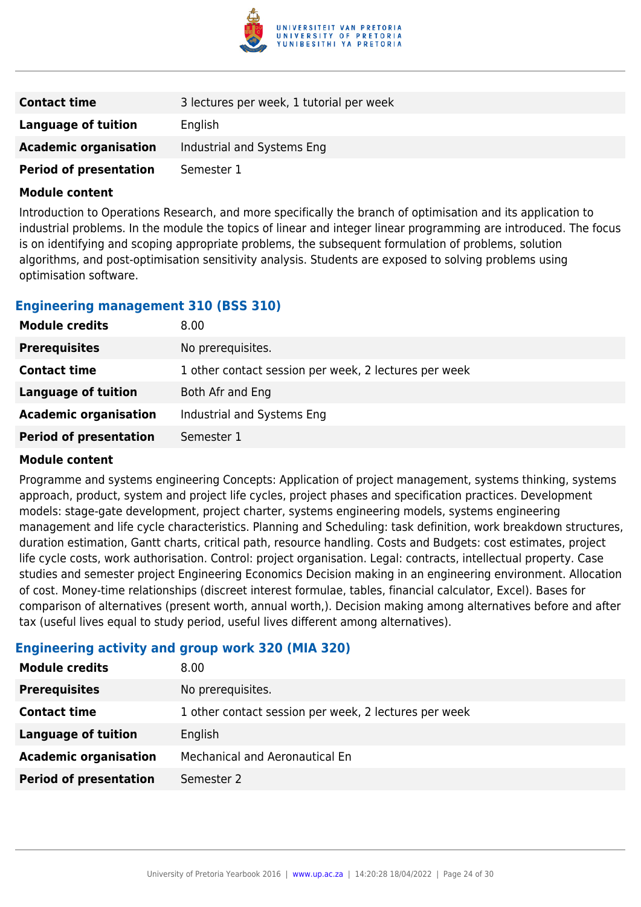| | |
|---|---|
| **Contact time** | 3 lectures per week, 1 tutorial per week |
| **Language of tuition** | English |
| **Academic organisation** | Industrial and Systems Eng |
| **Period of presentation** | Semester 1 |

**Module content**

Introduction to Operations Research, and more specifically the branch of optimisation and its application to industrial problems. In the module the topics of linear and integer linear programming are introduced. The focus is on identifying and scoping appropriate problems, the subsequent formulation of problems, solution algorithms, and post-optimisation sensitivity analysis. Students are exposed to solving problems using optimisation software.

### Engineering management 310 (BSS 310)

| | |
|---|---|
| **Module credits** | 8.00 |
| **Prerequisites** | No prerequisites. |
| **Contact time** | 1 other contact session per week, 2 lectures per week |
| **Language of tuition** | Both Afr and Eng |
| **Academic organisation** | Industrial and Systems Eng |
| **Period of presentation** | Semester 1 |

**Module content**

Programme and systems engineering Concepts: Application of project management, systems thinking, systems approach, product, system and project life cycles, project phases and specification practices. Development models: stage-gate development, project charter, systems engineering models, systems engineering management and life cycle characteristics. Planning and Scheduling: task definition, work breakdown structures, duration estimation, Gantt charts, critical path, resource handling. Costs and Budgets: cost estimates, project life cycle costs, work authorisation. Control: project organisation. Legal: contracts, intellectual property. Case studies and semester project Engineering Economics Decision making in an engineering environment. Allocation of cost. Money-time relationships (discreet interest formulae, tables, financial calculator, Excel). Bases for comparison of alternatives (present worth, annual worth,). Decision making among alternatives before and after tax (useful lives equal to study period, useful lives different among alternatives).

### Engineering activity and group work 320 (MIA 320)

| | |
|---|---|
| **Module credits** | 8.00 |
| **Prerequisites** | No prerequisites. |
| **Contact time** | 1 other contact session per week, 2 lectures per week |
| **Language of tuition** | English |
| **Academic organisation** | Mechanical and Aeronautical En |
| **Period of presentation** | Semester 2 |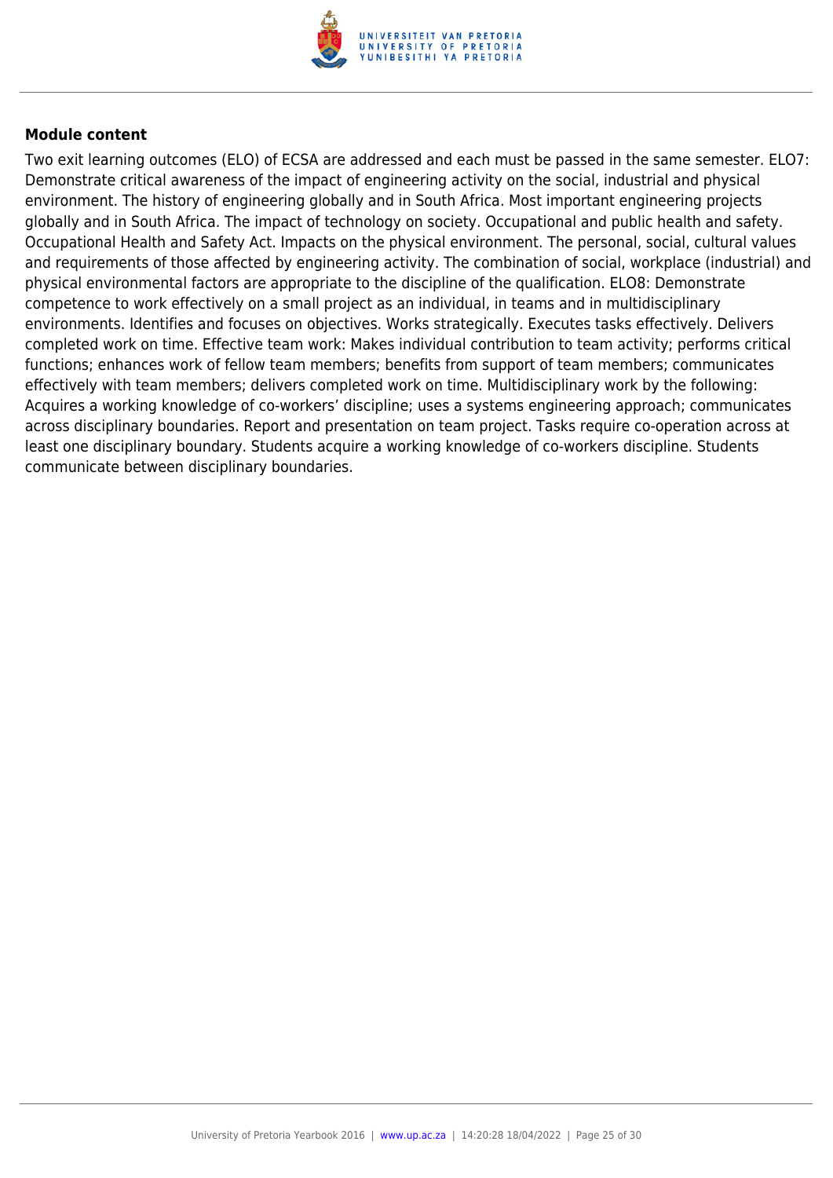**Module content**

Two exit learning outcomes (ELO) of ECSA are addressed and each must be passed in the same semester. ELO7: Demonstrate critical awareness of the impact of engineering activity on the social, industrial and physical environment. The history of engineering globally and in South Africa. Most important engineering projects globally and in South Africa. The impact of technology on society. Occupational and public health and safety. Occupational Health and Safety Act. Impacts on the physical environment. The personal, social, cultural values and requirements of those affected by engineering activity. The combination of social, workplace (industrial) and physical environmental factors are appropriate to the discipline of the qualification. ELO8: Demonstrate competence to work effectively on a small project as an individual, in teams and in multidisciplinary environments. Identifies and focuses on objectives. Works strategically. Executes tasks effectively. Delivers completed work on time. Effective team work: Makes individual contribution to team activity; performs critical functions; enhances work of fellow team members; benefits from support of team members; communicates effectively with team members; delivers completed work on time. Multidisciplinary work by the following: Acquires a working knowledge of co-workers' discipline; uses a systems engineering approach; communicates across disciplinary boundaries. Report and presentation on team project. Tasks require co-operation across at least one disciplinary boundary. Students acquire a working knowledge of co-workers discipline. Students communicate between disciplinary boundaries.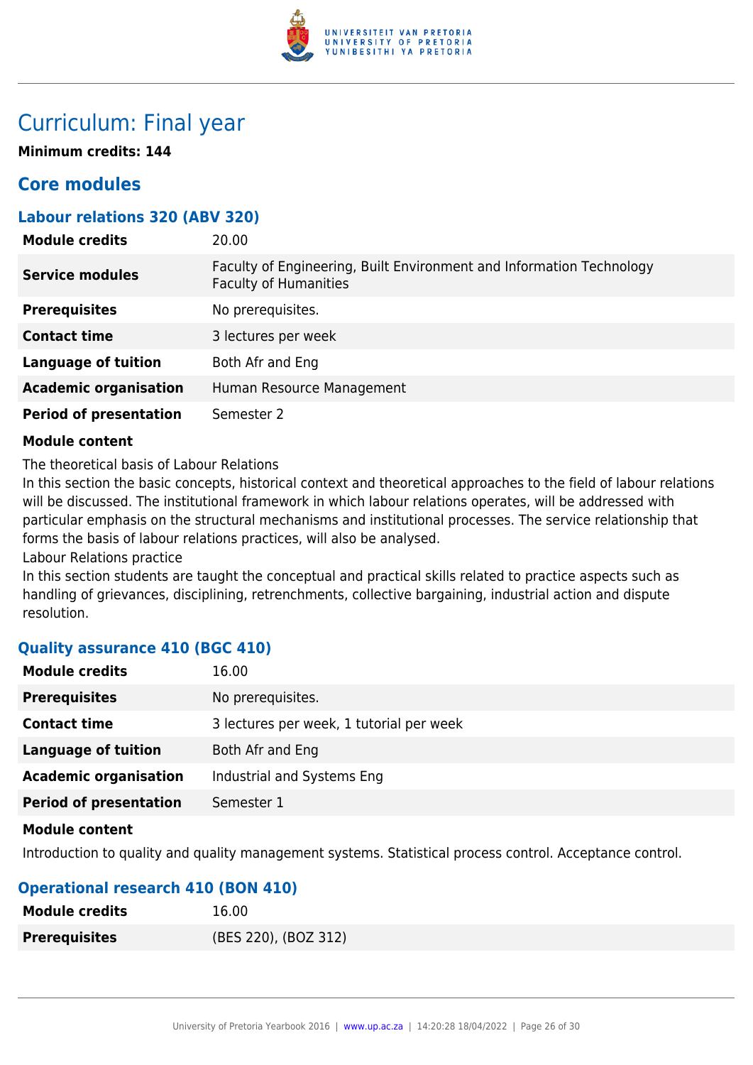# Curriculum: Final year

**Minimum credits: 144**

## Core modules

### Labour relations 320 (ABV 320)

| | |
|---|---|
| **Module credits** | 20.00 |
| **Service modules** | Faculty of Engineering, Built Environment and Information Technology<br>Faculty of Humanities |
| **Prerequisites** | No prerequisites. |
| **Contact time** | 3 lectures per week |
| **Language of tuition** | Both Afr and Eng |
| **Academic organisation** | Human Resource Management |
| **Period of presentation** | Semester 2 |

**Module content**

The theoretical basis of Labour Relations

In this section the basic concepts, historical context and theoretical approaches to the field of labour relations will be discussed. The institutional framework in which labour relations operates, will be addressed with particular emphasis on the structural mechanisms and institutional processes. The service relationship that forms the basis of labour relations practices, will also be analysed.

Labour Relations practice

In this section students are taught the conceptual and practical skills related to practice aspects such as handling of grievances, disciplining, retrenchments, collective bargaining, industrial action and dispute resolution.

### Quality assurance 410 (BGC 410)

| | |
|---|---|
| **Module credits** | 16.00 |
| **Prerequisites** | No prerequisites. |
| **Contact time** | 3 lectures per week, 1 tutorial per week |
| **Language of tuition** | Both Afr and Eng |
| **Academic organisation** | Industrial and Systems Eng |
| **Period of presentation** | Semester 1 |

**Module content**

Introduction to quality and quality management systems. Statistical process control. Acceptance control.

### Operational research 410 (BON 410)

| | |
|---|---|
| **Module credits** | 16.00 |
| **Prerequisites** | (BES 220), (BOZ 312) |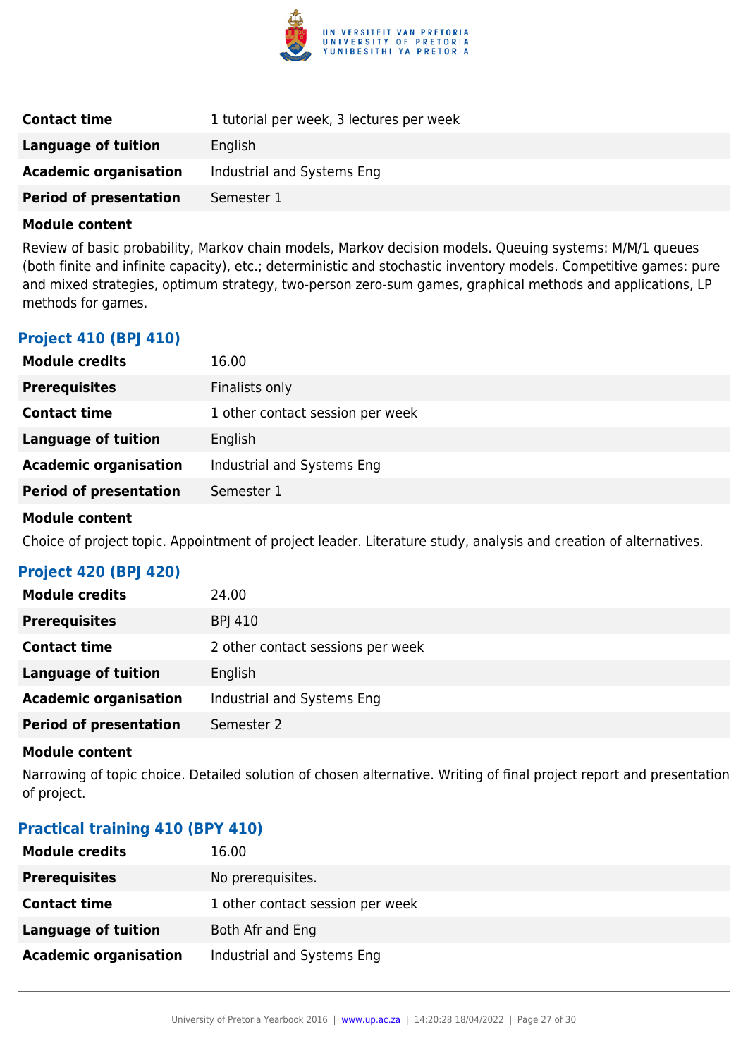| | |
|---|---|
| **Contact time** | 1 tutorial per week, 3 lectures per week |
| **Language of tuition** | English |
| **Academic organisation** | Industrial and Systems Eng |
| **Period of presentation** | Semester 1 |

**Module content**

Review of basic probability, Markov chain models, Markov decision models. Queuing systems: M/M/1 queues (both finite and infinite capacity), etc.; deterministic and stochastic inventory models. Competitive games: pure and mixed strategies, optimum strategy, two-person zero-sum games, graphical methods and applications, LP methods for games.

### Project 410 (BPJ 410)

| | |
|---|---|
| **Module credits** | 16.00 |
| **Prerequisites** | Finalists only |
| **Contact time** | 1 other contact session per week |
| **Language of tuition** | English |
| **Academic organisation** | Industrial and Systems Eng |
| **Period of presentation** | Semester 1 |

**Module content**

Choice of project topic. Appointment of project leader. Literature study, analysis and creation of alternatives.

### Project 420 (BPJ 420)

| | |
|---|---|
| **Module credits** | 24.00 |
| **Prerequisites** | BPJ 410 |
| **Contact time** | 2 other contact sessions per week |
| **Language of tuition** | English |
| **Academic organisation** | Industrial and Systems Eng |
| **Period of presentation** | Semester 2 |

**Module content**

Narrowing of topic choice. Detailed solution of chosen alternative. Writing of final project report and presentation of project.

### Practical training 410 (BPY 410)

| | |
|---|---|
| **Module credits** | 16.00 |
| **Prerequisites** | No prerequisites. |
| **Contact time** | 1 other contact session per week |
| **Language of tuition** | Both Afr and Eng |
| **Academic organisation** | Industrial and Systems Eng |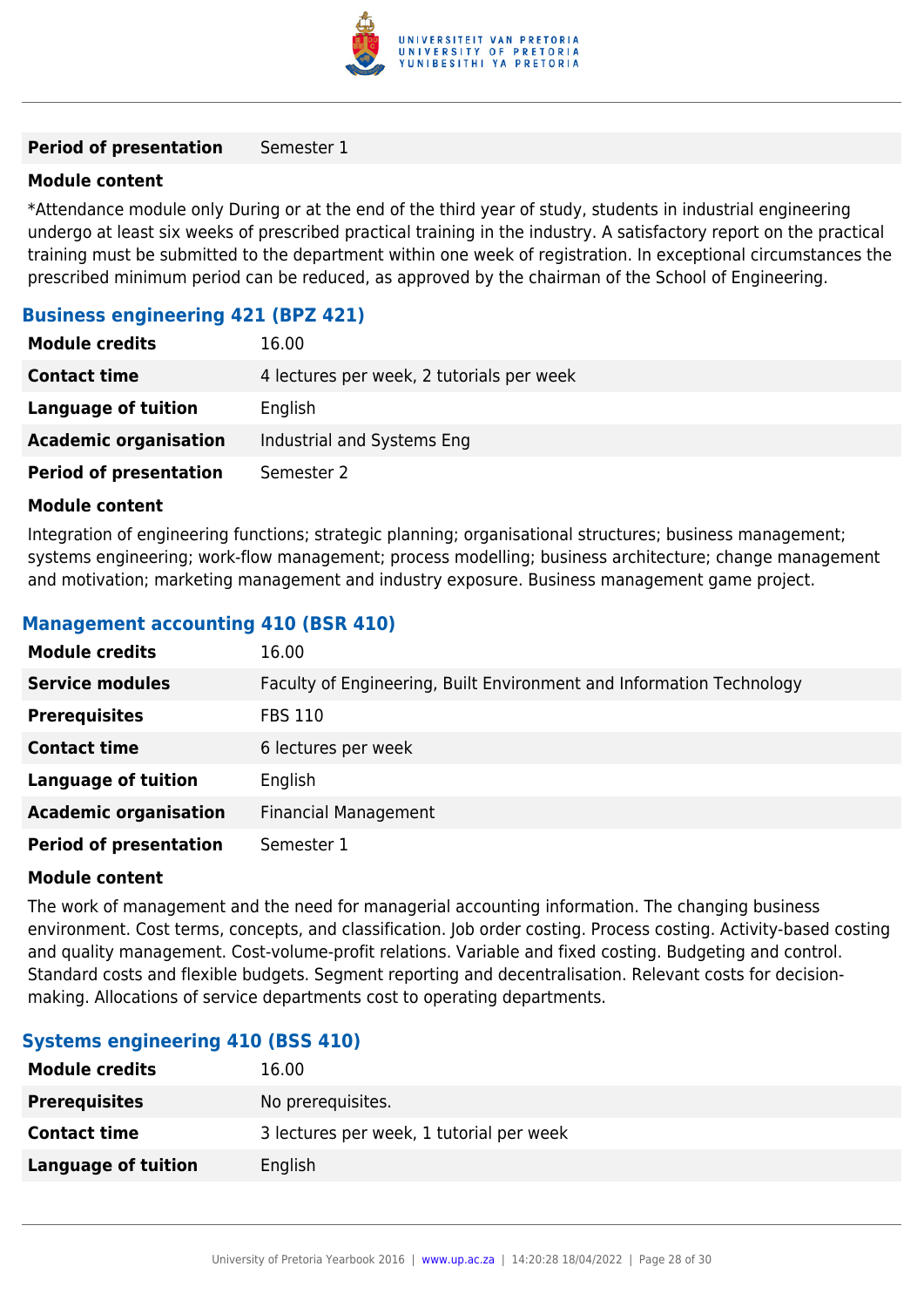| | |
|---|---|
| **Period of presentation** | Semester 1 |

**Module content**

*Attendance module only During or at the end of the third year of study, students in industrial engineering undergo at least six weeks of prescribed practical training in the industry. A satisfactory report on the practical training must be submitted to the department within one week of registration. In exceptional circumstances the prescribed minimum period can be reduced, as approved by the chairman of the School of Engineering.

### Business engineering 421 (BPZ 421)

| | |
|---|---|
| **Module credits** | 16.00 |
| **Contact time** | 4 lectures per week, 2 tutorials per week |
| **Language of tuition** | English |
| **Academic organisation** | Industrial and Systems Eng |
| **Period of presentation** | Semester 2 |

**Module content**

Integration of engineering functions; strategic planning; organisational structures; business management; systems engineering; work-flow management; process modelling; business architecture; change management and motivation; marketing management and industry exposure. Business management game project.

### Management accounting 410 (BSR 410)

| | |
|---|---|
| **Module credits** | 16.00 |
| **Service modules** | Faculty of Engineering, Built Environment and Information Technology |
| **Prerequisites** | FBS 110 |
| **Contact time** | 6 lectures per week |
| **Language of tuition** | English |
| **Academic organisation** | Financial Management |
| **Period of presentation** | Semester 1 |

**Module content**

The work of management and the need for managerial accounting information. The changing business environment. Cost terms, concepts, and classification. Job order costing. Process costing. Activity-based costing and quality management. Cost-volume-profit relations. Variable and fixed costing. Budgeting and control. Standard costs and flexible budgets. Segment reporting and decentralisation. Relevant costs for decision-making. Allocations of service departments cost to operating departments.

### Systems engineering 410 (BSS 410)

| | |
|---|---|
| **Module credits** | 16.00 |
| **Prerequisites** | No prerequisites. |
| **Contact time** | 3 lectures per week, 1 tutorial per week |
| **Language of tuition** | English |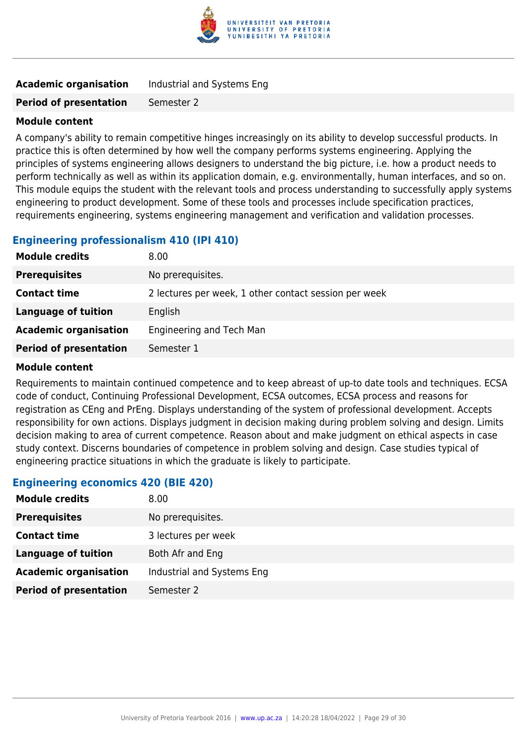| | |
|---|---|
| **Academic organisation** | Industrial and Systems Eng |
| **Period of presentation** | Semester 2 |

**Module content**

A company's ability to remain competitive hinges increasingly on its ability to develop successful products. In practice this is often determined by how well the company performs systems engineering. Applying the principles of systems engineering allows designers to understand the big picture, i.e. how a product needs to perform technically as well as within its application domain, e.g. environmentally, human interfaces, and so on. This module equips the student with the relevant tools and process understanding to successfully apply systems engineering to product development. Some of these tools and processes include specification practices, requirements engineering, systems engineering management and verification and validation processes.

### Engineering professionalism 410 (IPI 410)

| | |
|---|---|
| **Module credits** | 8.00 |
| **Prerequisites** | No prerequisites. |
| **Contact time** | 2 lectures per week, 1 other contact session per week |
| **Language of tuition** | English |
| **Academic organisation** | Engineering and Tech Man |
| **Period of presentation** | Semester 1 |

**Module content**

Requirements to maintain continued competence and to keep abreast of up-to date tools and techniques. ECSA code of conduct, Continuing Professional Development, ECSA outcomes, ECSA process and reasons for registration as CEng and PrEng. Displays understanding of the system of professional development. Accepts responsibility for own actions. Displays judgment in decision making during problem solving and design. Limits decision making to area of current competence. Reason about and make judgment on ethical aspects in case study context. Discerns boundaries of competence in problem solving and design. Case studies typical of engineering practice situations in which the graduate is likely to participate.

### Engineering economics 420 (BIE 420)

| | |
|---|---|
| **Module credits** | 8.00 |
| **Prerequisites** | No prerequisites. |
| **Contact time** | 3 lectures per week |
| **Language of tuition** | Both Afr and Eng |
| **Academic organisation** | Industrial and Systems Eng |
| **Period of presentation** | Semester 2 |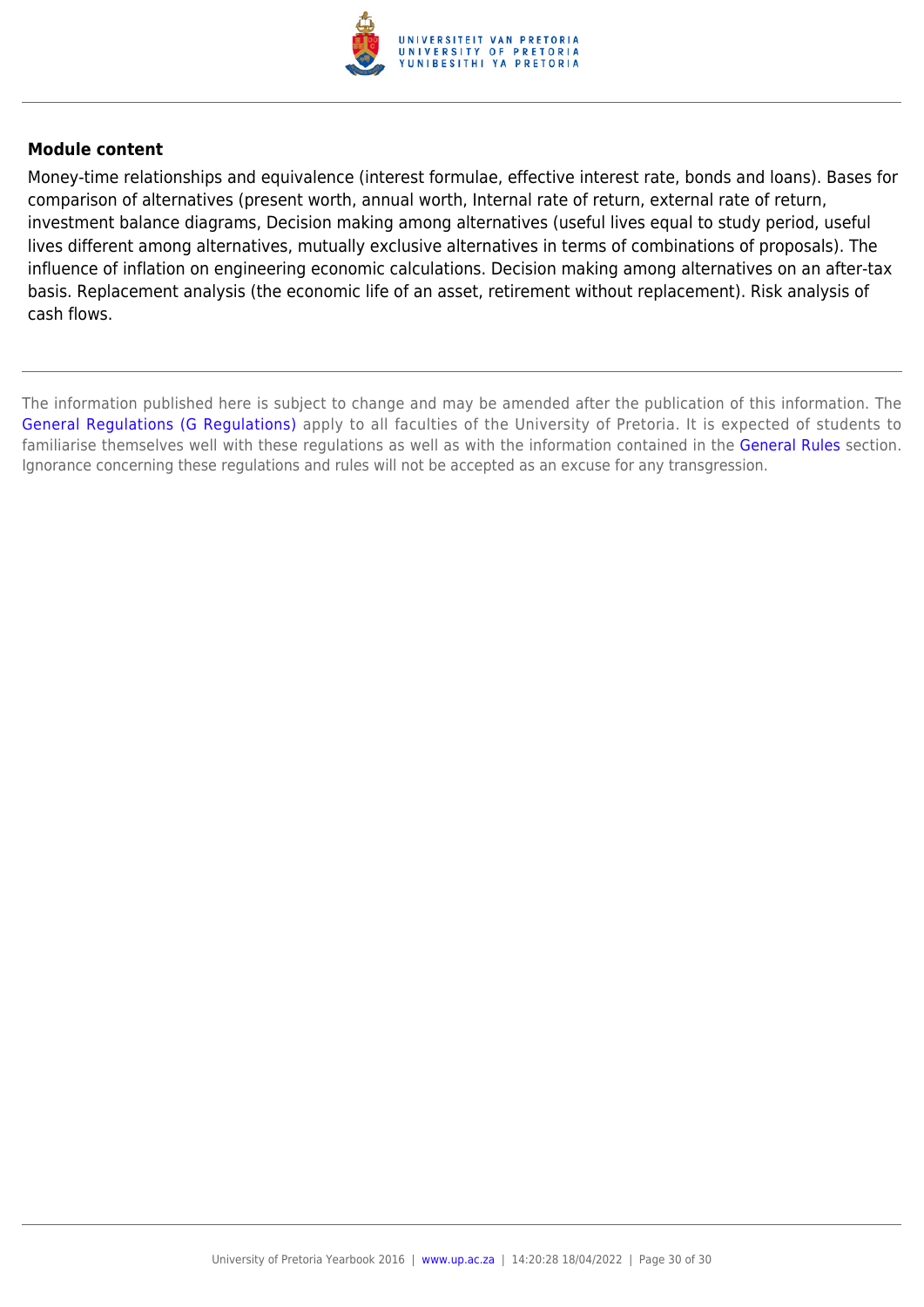**Module content**

Money-time relationships and equivalence (interest formulae, effective interest rate, bonds and loans). Bases for comparison of alternatives (present worth, annual worth, Internal rate of return, external rate of return, investment balance diagrams, Decision making among alternatives (useful lives equal to study period, useful lives different among alternatives, mutually exclusive alternatives in terms of combinations of proposals). The influence of inflation on engineering economic calculations. Decision making among alternatives on an after-tax basis. Replacement analysis (the economic life of an asset, retirement without replacement). Risk analysis of cash flows.

---

The information published here is subject to change and may be amended after the publication of this information. The General Regulations (G Regulations) apply to all faculties of the University of Pretoria. It is expected of students to familiarise themselves well with these regulations as well as with the information contained in the General Rules section. Ignorance concerning these regulations and rules will not be accepted as an excuse for any transgression.